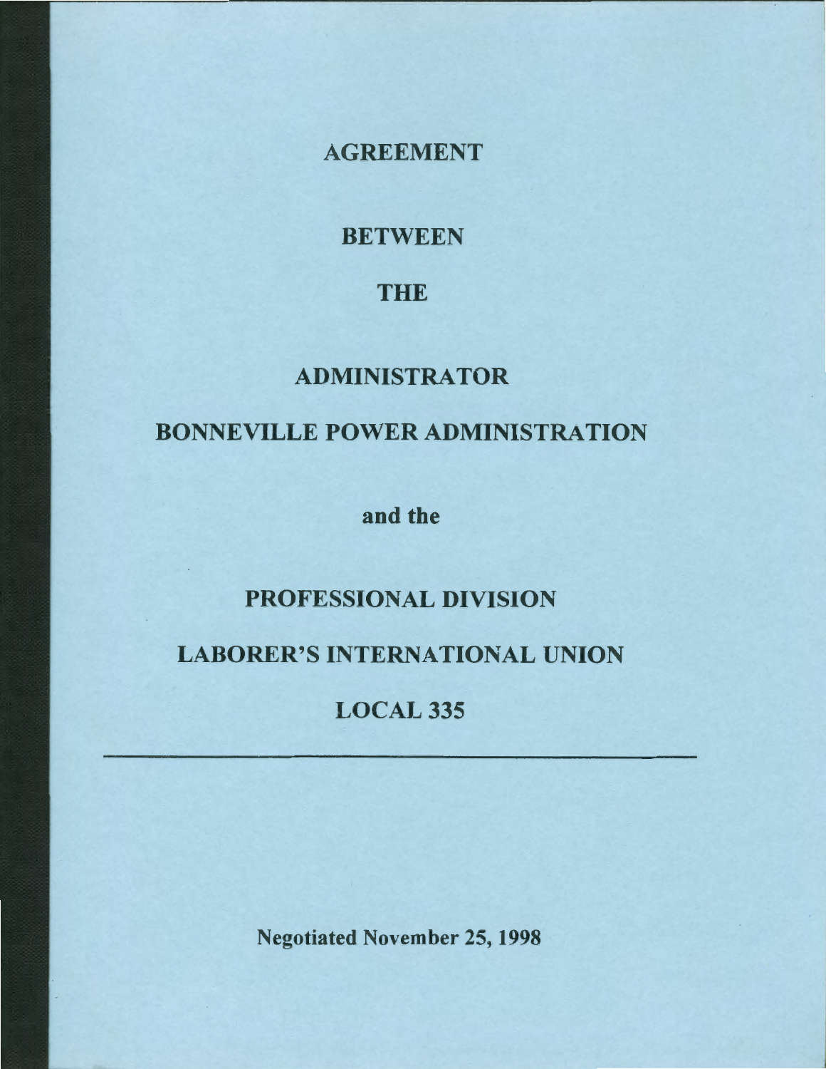# AGREEMENT

# BETWEEN

# THE

# ADMINISTRATOR

# BONNEVILLE POWER ADMINISTRATION

**and the**

# PROFESSIONAL DIVISION

# LABORER'S INTERNATIONAL UNION

# LOCAL 335

---

**Negotiated November 25, 1998**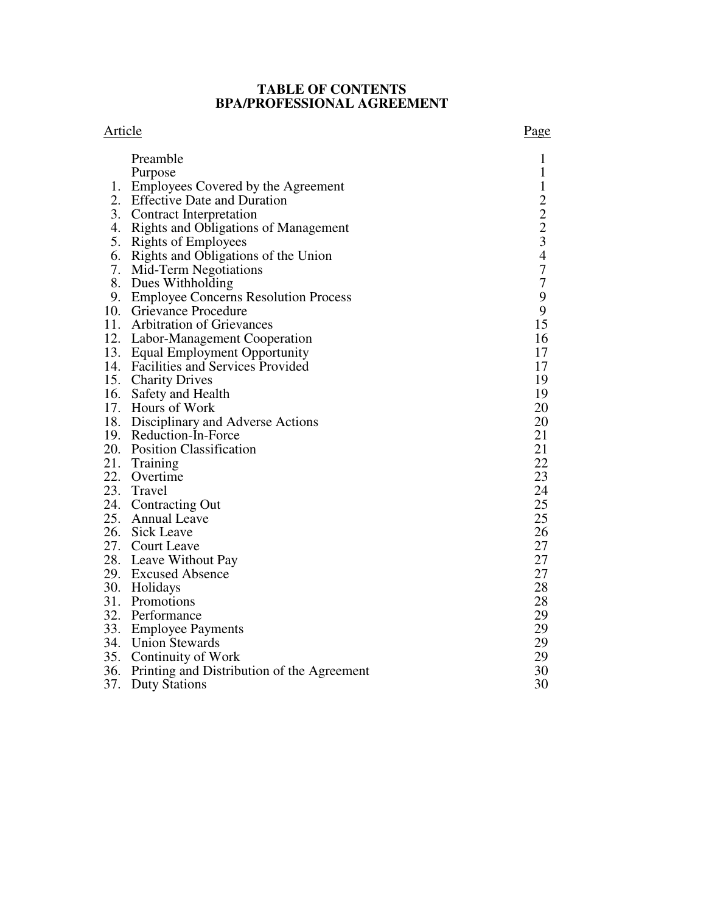# TABLE OF CONTENTS
# BPA/PROFESSIONAL AGREEMENT

| Article | | Page |
|---|---|---|
| | Preamble | 1 |
| | Purpose | 1 |
| 1. | Employees Covered by the Agreement | 1 |
| 2. | Effective Date and Duration | 2 |
| 3. | Contract Interpretation | 2 |
| 4. | Rights and Obligations of Management | 2 |
| 5. | Rights of Employees | 3 |
| 6. | Rights and Obligations of the Union | 4 |
| 7. | Mid-Term Negotiations | 7 |
| 8. | Dues Withholding | 7 |
| 9. | Employee Concerns Resolution Process | 9 |
| 10. | Grievance Procedure | 9 |
| 11. | Arbitration of Grievances | 15 |
| 12. | Labor-Management Cooperation | 16 |
| 13. | Equal Employment Opportunity | 17 |
| 14. | Facilities and Services Provided | 17 |
| 15. | Charity Drives | 19 |
| 16. | Safety and Health | 19 |
| 17. | Hours of Work | 20 |
| 18. | Disciplinary and Adverse Actions | 20 |
| 19. | Reduction-In-Force | 21 |
| 20. | Position Classification | 21 |
| 21. | Training | 22 |
| 22. | Overtime | 23 |
| 23. | Travel | 24 |
| 24. | Contracting Out | 25 |
| 25. | Annual Leave | 25 |
| 26. | Sick Leave | 26 |
| 27. | Court Leave | 27 |
| 28. | Leave Without Pay | 27 |
| 29. | Excused Absence | 27 |
| 30. | Holidays | 28 |
| 31. | Promotions | 28 |
| 32. | Performance | 29 |
| 33. | Employee Payments | 29 |
| 34. | Union Stewards | 29 |
| 35. | Continuity of Work | 29 |
| 36. | Printing and Distribution of the Agreement | 30 |
| 37. | Duty Stations | 30 |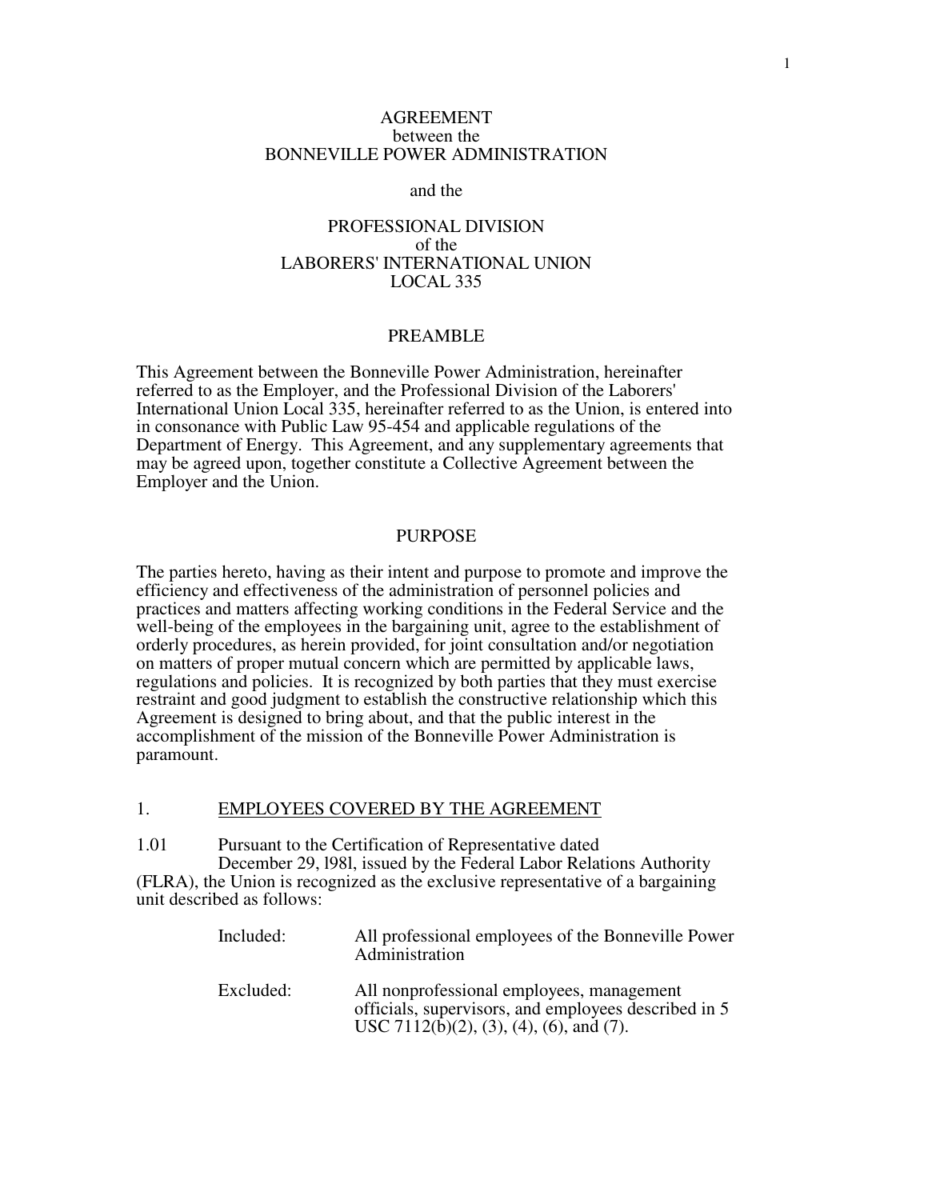# AGREEMENT
between the
BONNEVILLE POWER ADMINISTRATION

and the

PROFESSIONAL DIVISION
of the
LABORERS' INTERNATIONAL UNION
LOCAL 335

## PREAMBLE

This Agreement between the Bonneville Power Administration, hereinafter referred to as the Employer, and the Professional Division of the Laborers' International Union Local 335, hereinafter referred to as the Union, is entered into in consonance with Public Law 95-454 and applicable regulations of the Department of Energy. This Agreement, and any supplementary agreements that may be agreed upon, together constitute a Collective Agreement between the Employer and the Union.

## PURPOSE

The parties hereto, having as their intent and purpose to promote and improve the efficiency and effectiveness of the administration of personnel policies and practices and matters affecting working conditions in the Federal Service and the well-being of the employees in the bargaining unit, agree to the establishment of orderly procedures, as herein provided, for joint consultation and/or negotiation on matters of proper mutual concern which are permitted by applicable laws, regulations and policies. It is recognized by both parties that they must exercise restraint and good judgment to establish the constructive relationship which this Agreement is designed to bring about, and that the public interest in the accomplishment of the mission of the Bonneville Power Administration is paramount.

## 1. EMPLOYEES COVERED BY THE AGREEMENT

1.01 Pursuant to the Certification of Representative dated December 29, l98l, issued by the Federal Labor Relations Authority (FLRA), the Union is recognized as the exclusive representative of a bargaining unit described as follows:

Included: All professional employees of the Bonneville Power Administration

Excluded: All nonprofessional employees, management officials, supervisors, and employees described in 5 USC 7112(b)(2), (3), (4), (6), and (7).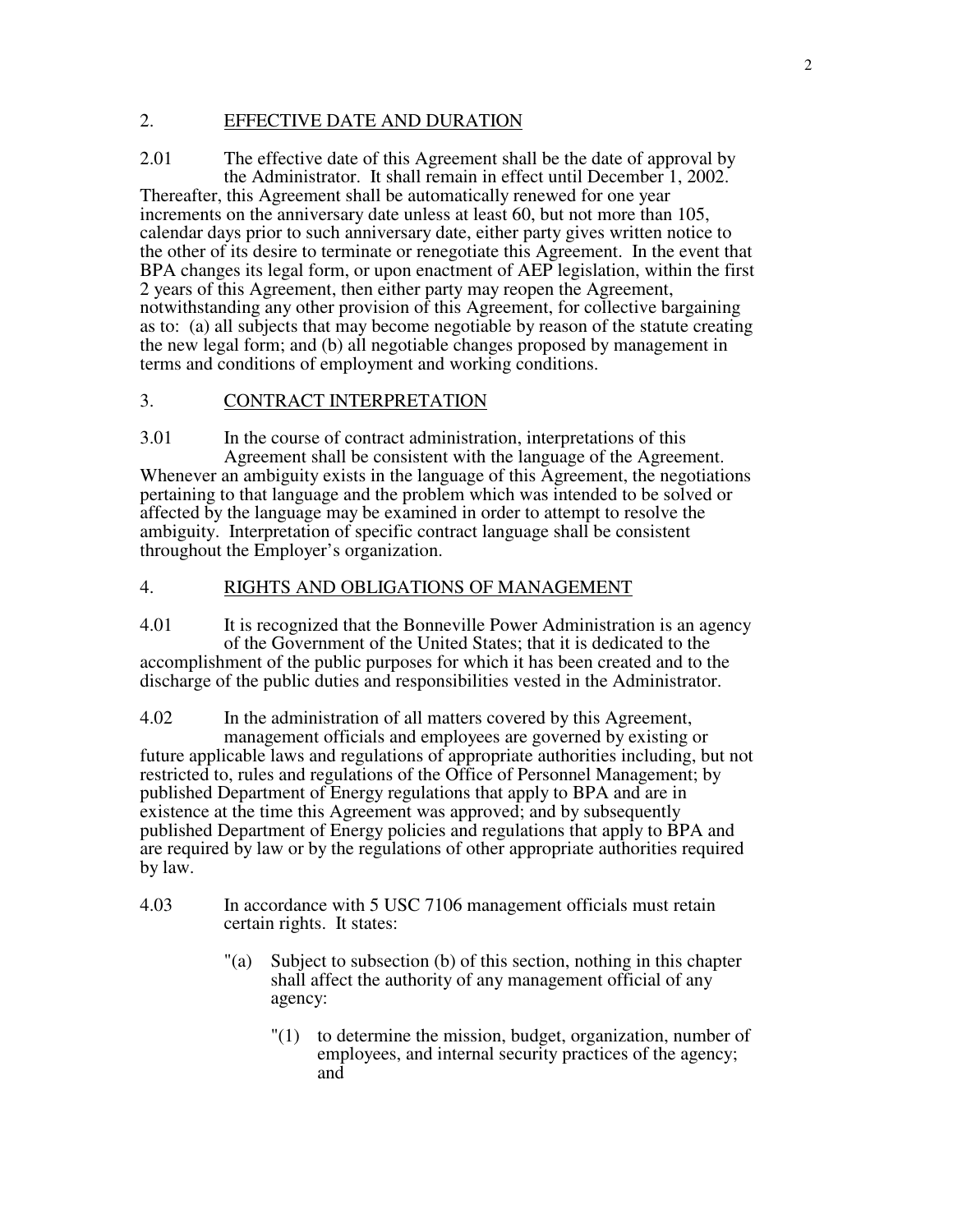## 2. EFFECTIVE DATE AND DURATION

2.01 The effective date of this Agreement shall be the date of approval by the Administrator. It shall remain in effect until December 1, 2002. Thereafter, this Agreement shall be automatically renewed for one year increments on the anniversary date unless at least 60, but not more than 105, calendar days prior to such anniversary date, either party gives written notice to the other of its desire to terminate or renegotiate this Agreement. In the event that BPA changes its legal form, or upon enactment of AEP legislation, within the first 2 years of this Agreement, then either party may reopen the Agreement, notwithstanding any other provision of this Agreement, for collective bargaining as to: (a) all subjects that may become negotiable by reason of the statute creating the new legal form; and (b) all negotiable changes proposed by management in terms and conditions of employment and working conditions.

## 3. CONTRACT INTERPRETATION

3.01 In the course of contract administration, interpretations of this Agreement shall be consistent with the language of the Agreement. Whenever an ambiguity exists in the language of this Agreement, the negotiations pertaining to that language and the problem which was intended to be solved or affected by the language may be examined in order to attempt to resolve the ambiguity. Interpretation of specific contract language shall be consistent throughout the Employer's organization.

## 4. RIGHTS AND OBLIGATIONS OF MANAGEMENT

4.01 It is recognized that the Bonneville Power Administration is an agency of the Government of the United States; that it is dedicated to the accomplishment of the public purposes for which it has been created and to the discharge of the public duties and responsibilities vested in the Administrator.

4.02 In the administration of all matters covered by this Agreement, management officials and employees are governed by existing or future applicable laws and regulations of appropriate authorities including, but not restricted to, rules and regulations of the Office of Personnel Management; by published Department of Energy regulations that apply to BPA and are in existence at the time this Agreement was approved; and by subsequently published Department of Energy policies and regulations that apply to BPA and are required by law or by the regulations of other appropriate authorities required by law.

4.03 In accordance with 5 USC 7106 management officials must retain certain rights. It states:

> "(a) Subject to subsection (b) of this section, nothing in this chapter shall affect the authority of any management official of any agency:
>
> > "(1) to determine the mission, budget, organization, number of employees, and internal security practices of the agency; and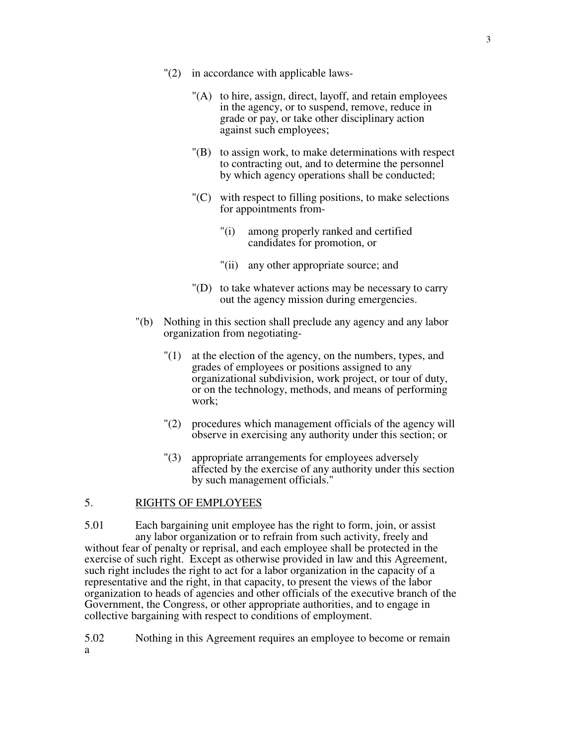"(2) in accordance with applicable laws-

"(A) to hire, assign, direct, layoff, and retain employees in the agency, or to suspend, remove, reduce in grade or pay, or take other disciplinary action against such employees;

"(B) to assign work, to make determinations with respect to contracting out, and to determine the personnel by which agency operations shall be conducted;

"(C) with respect to filling positions, to make selections for appointments from-

"(i) among properly ranked and certified candidates for promotion, or

"(ii) any other appropriate source; and

"(D) to take whatever actions may be necessary to carry out the agency mission during emergencies.

"(b) Nothing in this section shall preclude any agency and any labor organization from negotiating-

"(1) at the election of the agency, on the numbers, types, and grades of employees or positions assigned to any organizational subdivision, work project, or tour of duty, or on the technology, methods, and means of performing work;

"(2) procedures which management officials of the agency will observe in exercising any authority under this section; or

"(3) appropriate arrangements for employees adversely affected by the exercise of any authority under this section by such management officials."

## 5. RIGHTS OF EMPLOYEES

5.01 Each bargaining unit employee has the right to form, join, or assist any labor organization or to refrain from such activity, freely and without fear of penalty or reprisal, and each employee shall be protected in the exercise of such right. Except as otherwise provided in law and this Agreement, such right includes the right to act for a labor organization in the capacity of a representative and the right, in that capacity, to present the views of the labor organization to heads of agencies and other officials of the executive branch of the Government, the Congress, or other appropriate authorities, and to engage in collective bargaining with respect to conditions of employment.

5.02 Nothing in this Agreement requires an employee to become or remain a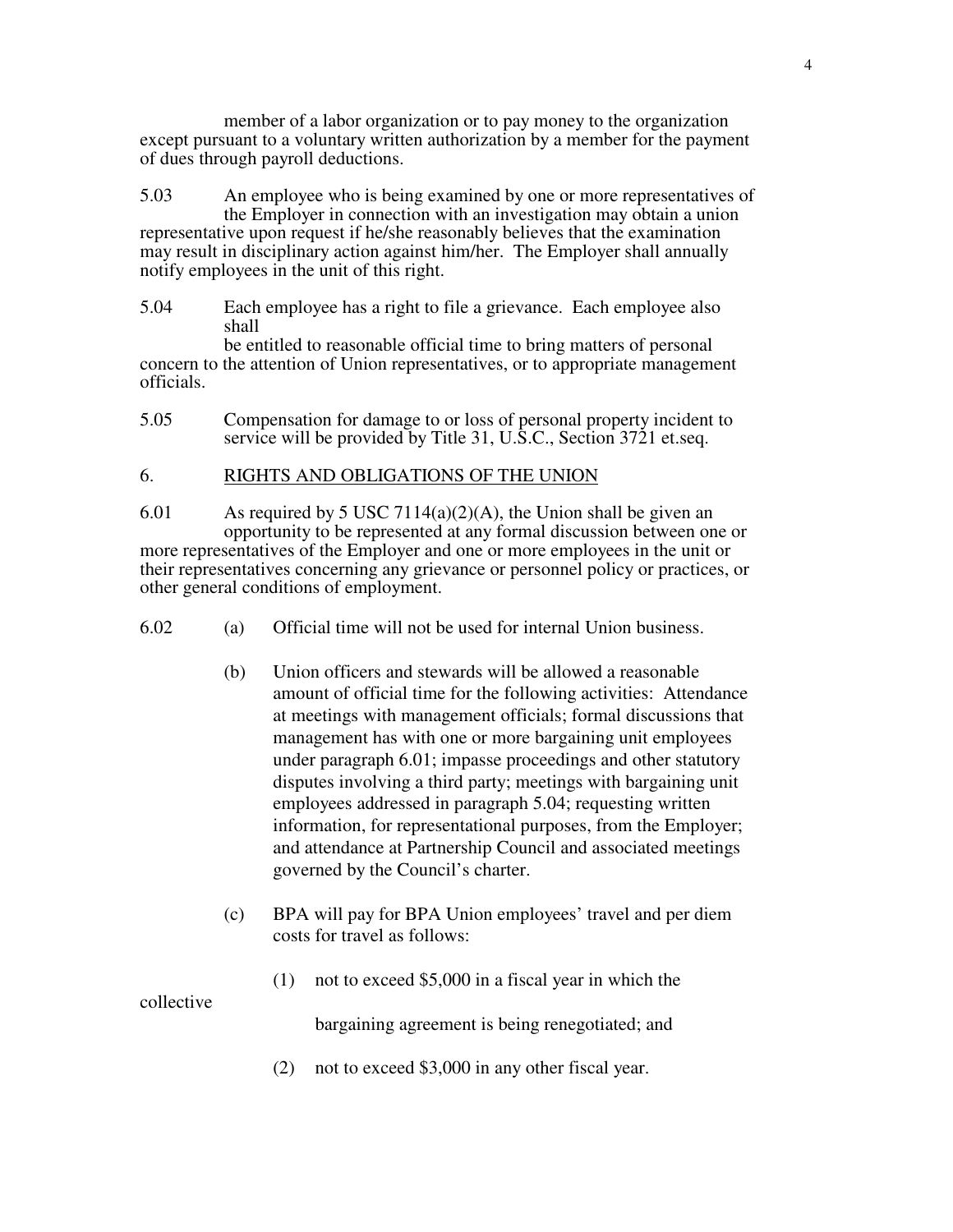member of a labor organization or to pay money to the organization except pursuant to a voluntary written authorization by a member for the payment of dues through payroll deductions.

5.03 An employee who is being examined by one or more representatives of the Employer in connection with an investigation may obtain a union representative upon request if he/she reasonably believes that the examination may result in disciplinary action against him/her. The Employer shall annually notify employees in the unit of this right.

5.04 Each employee has a right to file a grievance. Each employee also shall be entitled to reasonable official time to bring matters of personal concern to the attention of Union representatives, or to appropriate management officials.

5.05 Compensation for damage to or loss of personal property incident to service will be provided by Title 31, U.S.C., Section 3721 et.seq.

## 6. RIGHTS AND OBLIGATIONS OF THE UNION

6.01 As required by 5 USC 7114(a)(2)(A), the Union shall be given an opportunity to be represented at any formal discussion between one or more representatives of the Employer and one or more employees in the unit or their representatives concerning any grievance or personnel policy or practices, or other general conditions of employment.

6.02 (a) Official time will not be used for internal Union business.

(b) Union officers and stewards will be allowed a reasonable amount of official time for the following activities: Attendance at meetings with management officials; formal discussions that management has with one or more bargaining unit employees under paragraph 6.01; impasse proceedings and other statutory disputes involving a third party; meetings with bargaining unit employees addressed in paragraph 5.04; requesting written information, for representational purposes, from the Employer; and attendance at Partnership Council and associated meetings governed by the Council's charter.

(c) BPA will pay for BPA Union employees' travel and per diem costs for travel as follows:

(1) not to exceed $5,000 in a fiscal year in which the collective bargaining agreement is being renegotiated; and

(2) not to exceed $3,000 in any other fiscal year.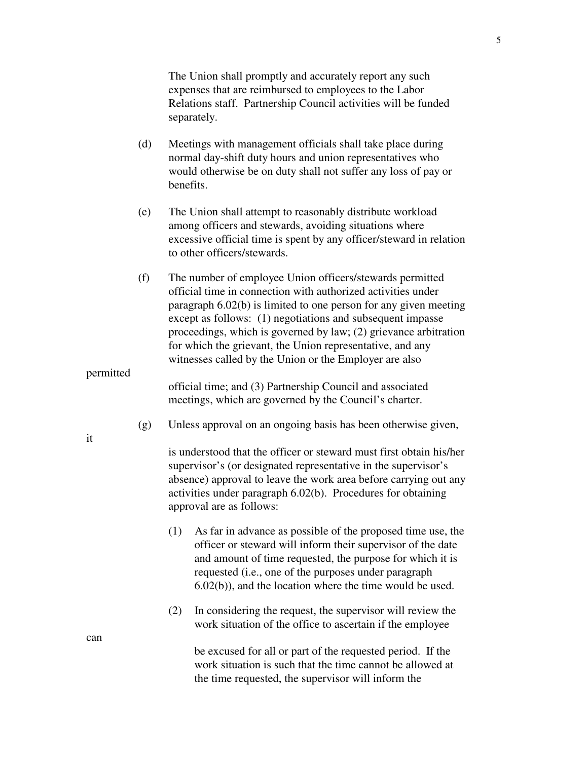The Union shall promptly and accurately report any such expenses that are reimbursed to employees to the Labor Relations staff. Partnership Council activities will be funded separately.

(d) Meetings with management officials shall take place during normal day-shift duty hours and union representatives who would otherwise be on duty shall not suffer any loss of pay or benefits.

(e) The Union shall attempt to reasonably distribute workload among officers and stewards, avoiding situations where excessive official time is spent by any officer/steward in relation to other officers/stewards.

(f) The number of employee Union officers/stewards permitted official time in connection with authorized activities under paragraph 6.02(b) is limited to one person for any given meeting except as follows: (1) negotiations and subsequent impasse proceedings, which is governed by law; (2) grievance arbitration for which the grievant, the Union representative, and any witnesses called by the Union or the Employer are also permitted official time; and (3) Partnership Council and associated meetings, which are governed by the Council's charter.

(g) Unless approval on an ongoing basis has been otherwise given, it is understood that the officer or steward must first obtain his/her supervisor's (or designated representative in the supervisor's absence) approval to leave the work area before carrying out any activities under paragraph 6.02(b). Procedures for obtaining approval are as follows:

(1) As far in advance as possible of the proposed time use, the officer or steward will inform their supervisor of the date and amount of time requested, the purpose for which it is requested (i.e., one of the purposes under paragraph 6.02(b)), and the location where the time would be used.

(2) In considering the request, the supervisor will review the work situation of the office to ascertain if the employee can be excused for all or part of the requested period. If the work situation is such that the time cannot be allowed at the time requested, the supervisor will inform the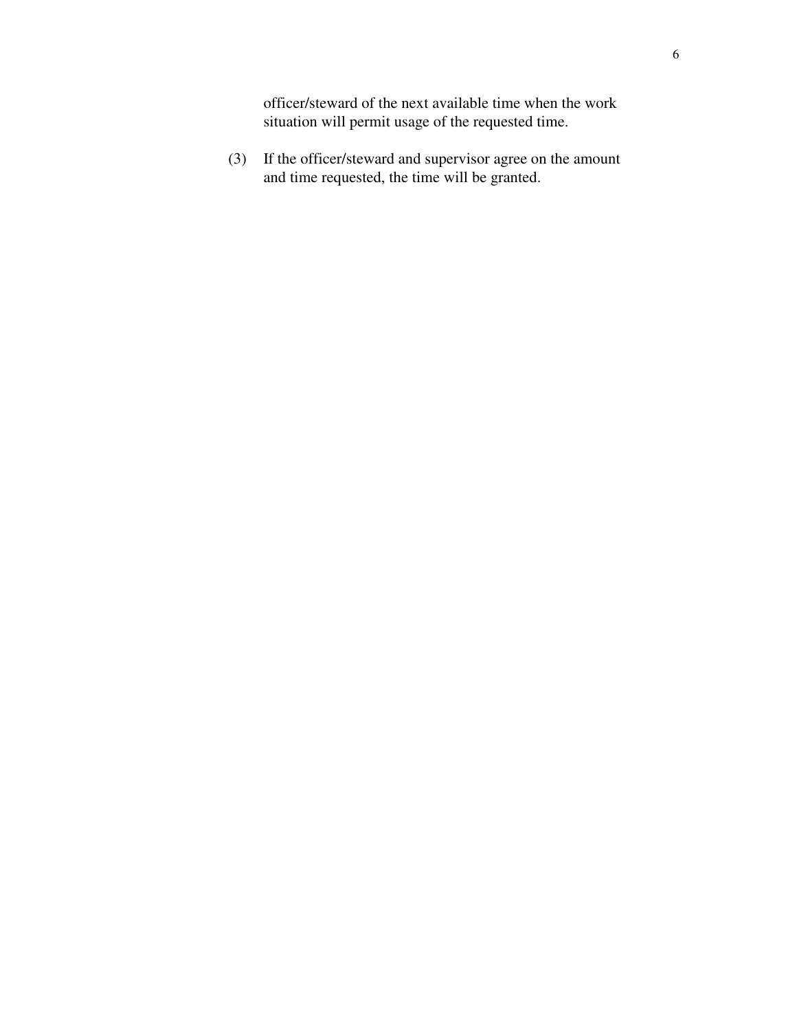officer/steward of the next available time when the work situation will permit usage of the requested time.

(3) If the officer/steward and supervisor agree on the amount and time requested, the time will be granted.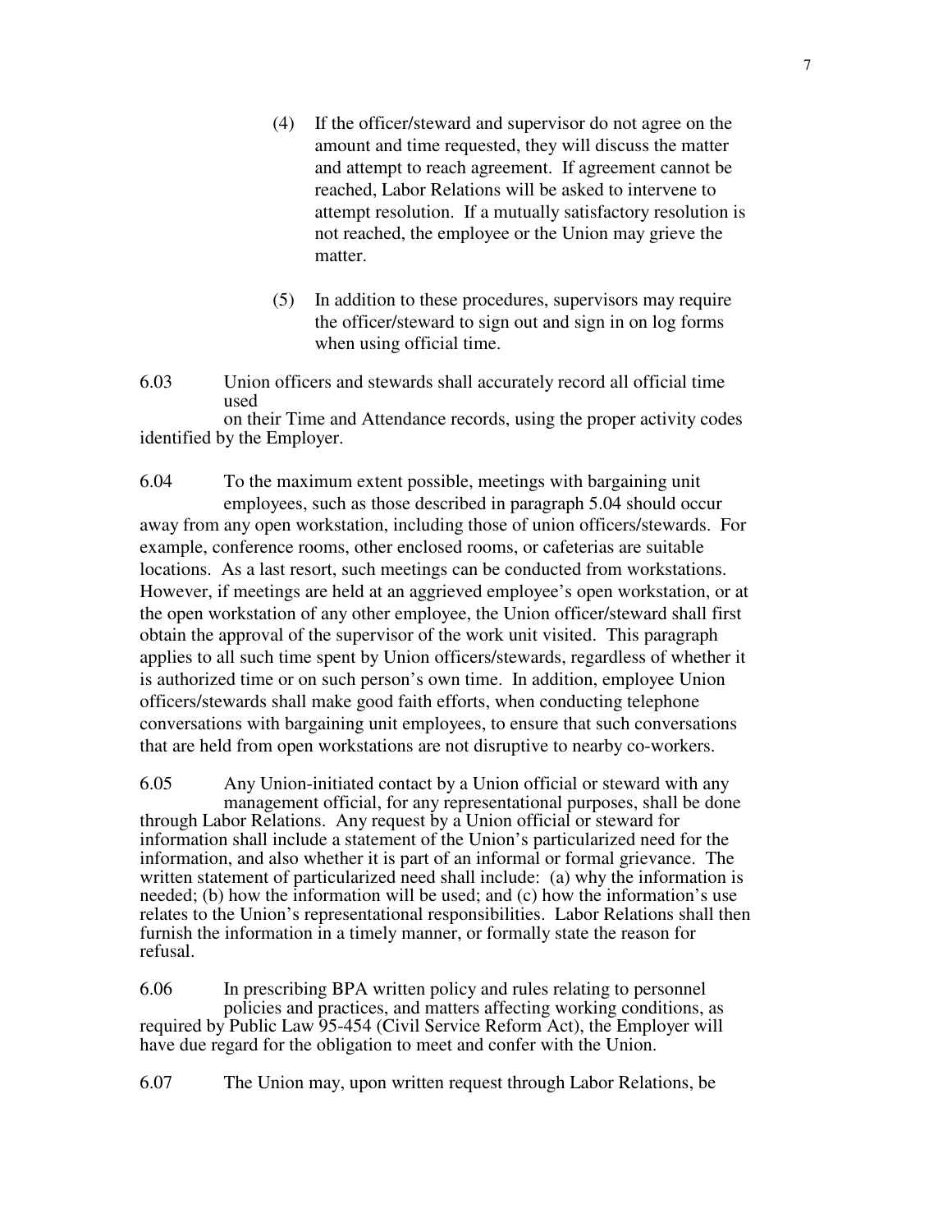(4) If the officer/steward and supervisor do not agree on the amount and time requested, they will discuss the matter and attempt to reach agreement. If agreement cannot be reached, Labor Relations will be asked to intervene to attempt resolution. If a mutually satisfactory resolution is not reached, the employee or the Union may grieve the matter.

(5) In addition to these procedures, supervisors may require the officer/steward to sign out and sign in on log forms when using official time.

6.03 Union officers and stewards shall accurately record all official time used on their Time and Attendance records, using the proper activity codes identified by the Employer.

6.04 To the maximum extent possible, meetings with bargaining unit employees, such as those described in paragraph 5.04 should occur away from any open workstation, including those of union officers/stewards. For example, conference rooms, other enclosed rooms, or cafeterias are suitable locations. As a last resort, such meetings can be conducted from workstations. However, if meetings are held at an aggrieved employee's open workstation, or at the open workstation of any other employee, the Union officer/steward shall first obtain the approval of the supervisor of the work unit visited. This paragraph applies to all such time spent by Union officers/stewards, regardless of whether it is authorized time or on such person's own time. In addition, employee Union officers/stewards shall make good faith efforts, when conducting telephone conversations with bargaining unit employees, to ensure that such conversations that are held from open workstations are not disruptive to nearby co-workers.

6.05 Any Union-initiated contact by a Union official or steward with any management official, for any representational purposes, shall be done through Labor Relations. Any request by a Union official or steward for information shall include a statement of the Union's particularized need for the information, and also whether it is part of an informal or formal grievance. The written statement of particularized need shall include: (a) why the information is needed; (b) how the information will be used; and (c) how the information's use relates to the Union's representational responsibilities. Labor Relations shall then furnish the information in a timely manner, or formally state the reason for refusal.

6.06 In prescribing BPA written policy and rules relating to personnel policies and practices, and matters affecting working conditions, as required by Public Law 95-454 (Civil Service Reform Act), the Employer will have due regard for the obligation to meet and confer with the Union.

6.07 The Union may, upon written request through Labor Relations, be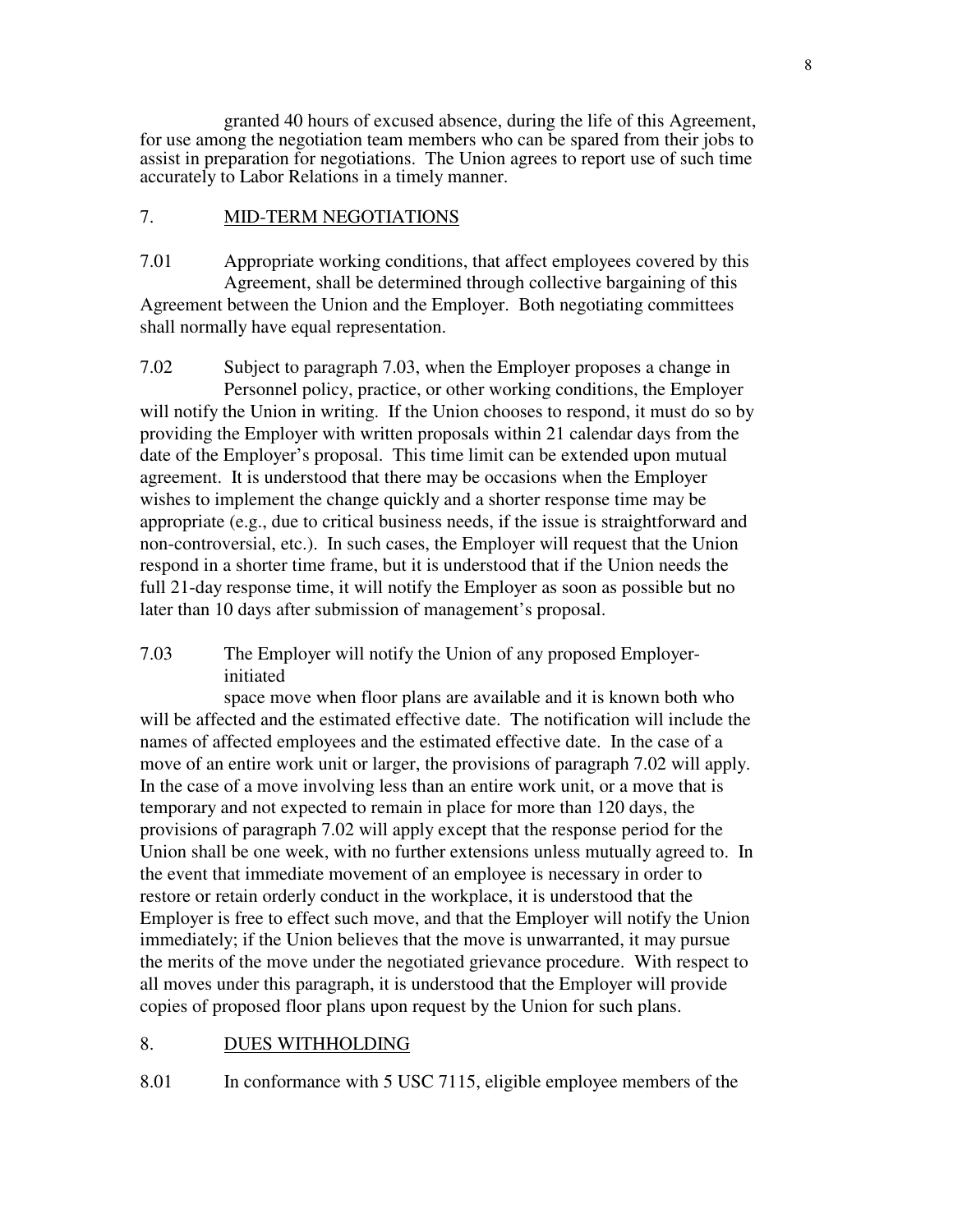granted 40 hours of excused absence, during the life of this Agreement, for use among the negotiation team members who can be spared from their jobs to assist in preparation for negotiations. The Union agrees to report use of such time accurately to Labor Relations in a timely manner.

## 7. MID-TERM NEGOTIATIONS

7.01 Appropriate working conditions, that affect employees covered by this Agreement, shall be determined through collective bargaining of this Agreement between the Union and the Employer. Both negotiating committees shall normally have equal representation.

7.02 Subject to paragraph 7.03, when the Employer proposes a change in Personnel policy, practice, or other working conditions, the Employer will notify the Union in writing. If the Union chooses to respond, it must do so by providing the Employer with written proposals within 21 calendar days from the date of the Employer's proposal. This time limit can be extended upon mutual agreement. It is understood that there may be occasions when the Employer wishes to implement the change quickly and a shorter response time may be appropriate (e.g., due to critical business needs, if the issue is straightforward and non-controversial, etc.). In such cases, the Employer will request that the Union respond in a shorter time frame, but it is understood that if the Union needs the full 21-day response time, it will notify the Employer as soon as possible but no later than 10 days after submission of management's proposal.

7.03 The Employer will notify the Union of any proposed Employer-initiated space move when floor plans are available and it is known both who will be affected and the estimated effective date. The notification will include the names of affected employees and the estimated effective date. In the case of a move of an entire work unit or larger, the provisions of paragraph 7.02 will apply. In the case of a move involving less than an entire work unit, or a move that is temporary and not expected to remain in place for more than 120 days, the provisions of paragraph 7.02 will apply except that the response period for the Union shall be one week, with no further extensions unless mutually agreed to. In the event that immediate movement of an employee is necessary in order to restore or retain orderly conduct in the workplace, it is understood that the Employer is free to effect such move, and that the Employer will notify the Union immediately; if the Union believes that the move is unwarranted, it may pursue the merits of the move under the negotiated grievance procedure. With respect to all moves under this paragraph, it is understood that the Employer will provide copies of proposed floor plans upon request by the Union for such plans.

## 8. DUES WITHHOLDING

8.01 In conformance with 5 USC 7115, eligible employee members of the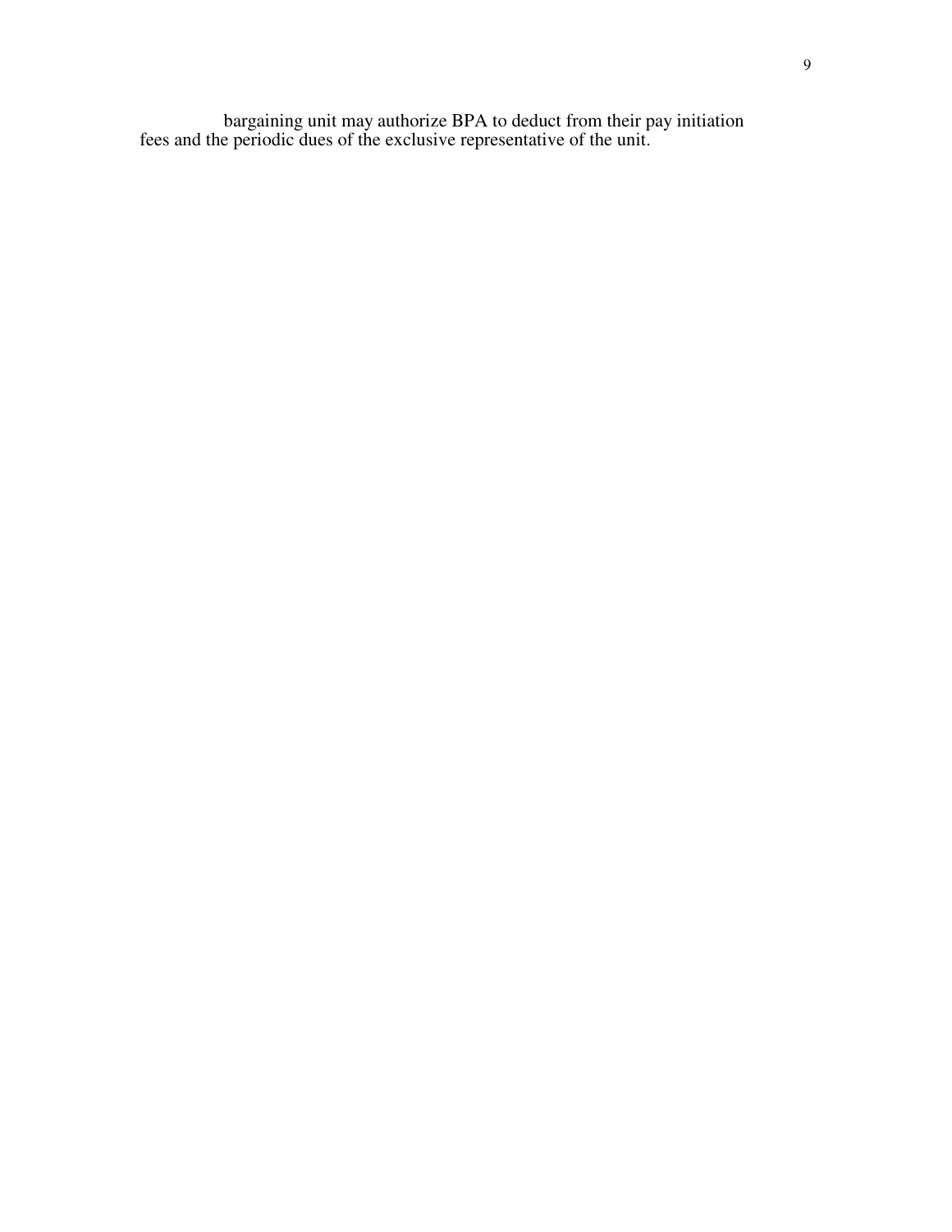bargaining unit may authorize BPA to deduct from their pay initiation fees and the periodic dues of the exclusive representative of the unit.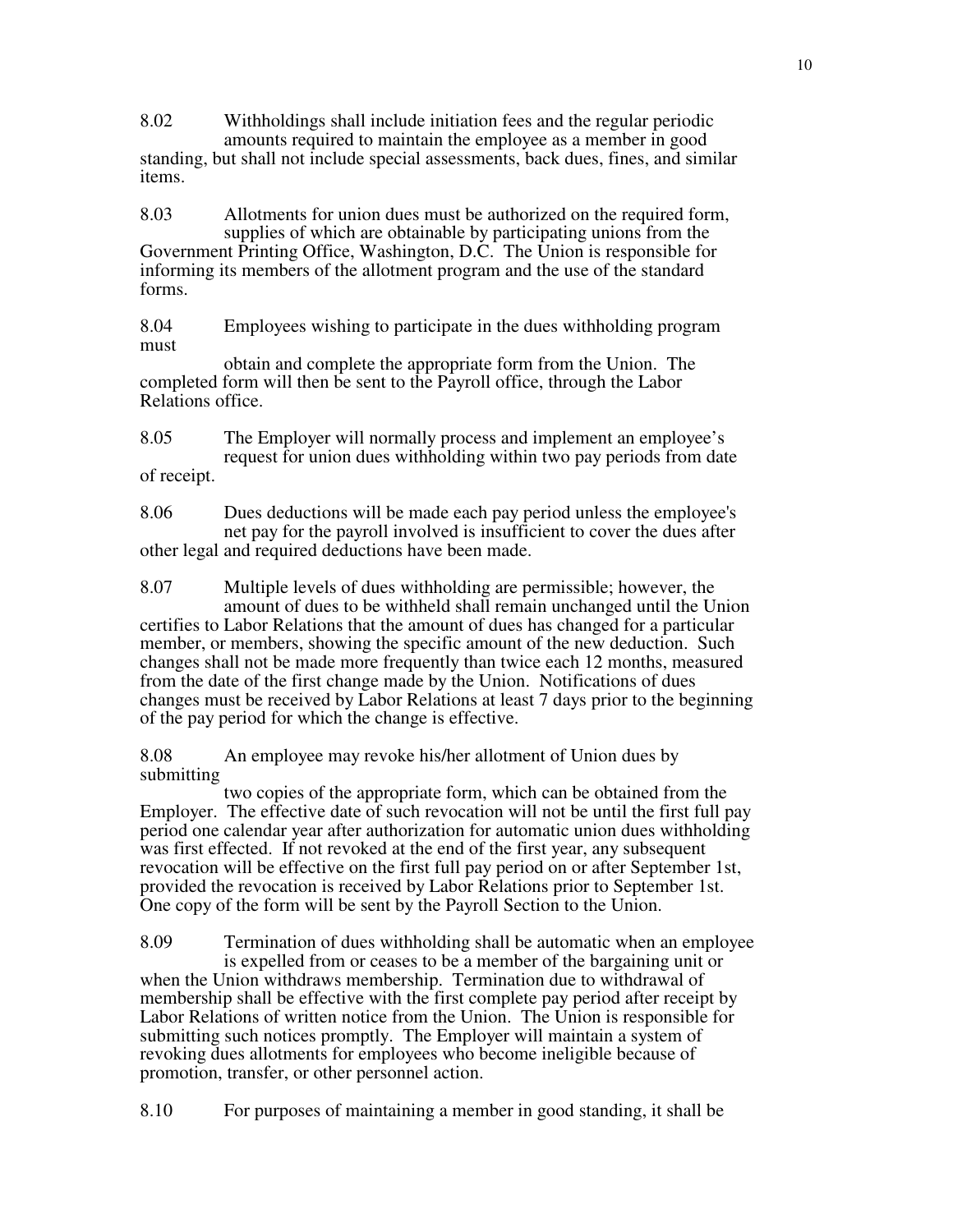8.02 Withholdings shall include initiation fees and the regular periodic amounts required to maintain the employee as a member in good standing, but shall not include special assessments, back dues, fines, and similar items.

8.03 Allotments for union dues must be authorized on the required form, supplies of which are obtainable by participating unions from the Government Printing Office, Washington, D.C. The Union is responsible for informing its members of the allotment program and the use of the standard forms.

8.04 Employees wishing to participate in the dues withholding program must obtain and complete the appropriate form from the Union. The completed form will then be sent to the Payroll office, through the Labor Relations office.

8.05 The Employer will normally process and implement an employee's request for union dues withholding within two pay periods from date of receipt.

8.06 Dues deductions will be made each pay period unless the employee's net pay for the payroll involved is insufficient to cover the dues after other legal and required deductions have been made.

8.07 Multiple levels of dues withholding are permissible; however, the amount of dues to be withheld shall remain unchanged until the Union certifies to Labor Relations that the amount of dues has changed for a particular member, or members, showing the specific amount of the new deduction. Such changes shall not be made more frequently than twice each 12 months, measured from the date of the first change made by the Union. Notifications of dues changes must be received by Labor Relations at least 7 days prior to the beginning of the pay period for which the change is effective.

8.08 An employee may revoke his/her allotment of Union dues by submitting two copies of the appropriate form, which can be obtained from the Employer. The effective date of such revocation will not be until the first full pay period one calendar year after authorization for automatic union dues withholding was first effected. If not revoked at the end of the first year, any subsequent revocation will be effective on the first full pay period on or after September 1st, provided the revocation is received by Labor Relations prior to September 1st. One copy of the form will be sent by the Payroll Section to the Union.

8.09 Termination of dues withholding shall be automatic when an employee is expelled from or ceases to be a member of the bargaining unit or when the Union withdraws membership. Termination due to withdrawal of membership shall be effective with the first complete pay period after receipt by Labor Relations of written notice from the Union. The Union is responsible for submitting such notices promptly. The Employer will maintain a system of revoking dues allotments for employees who become ineligible because of promotion, transfer, or other personnel action.

8.10 For purposes of maintaining a member in good standing, it shall be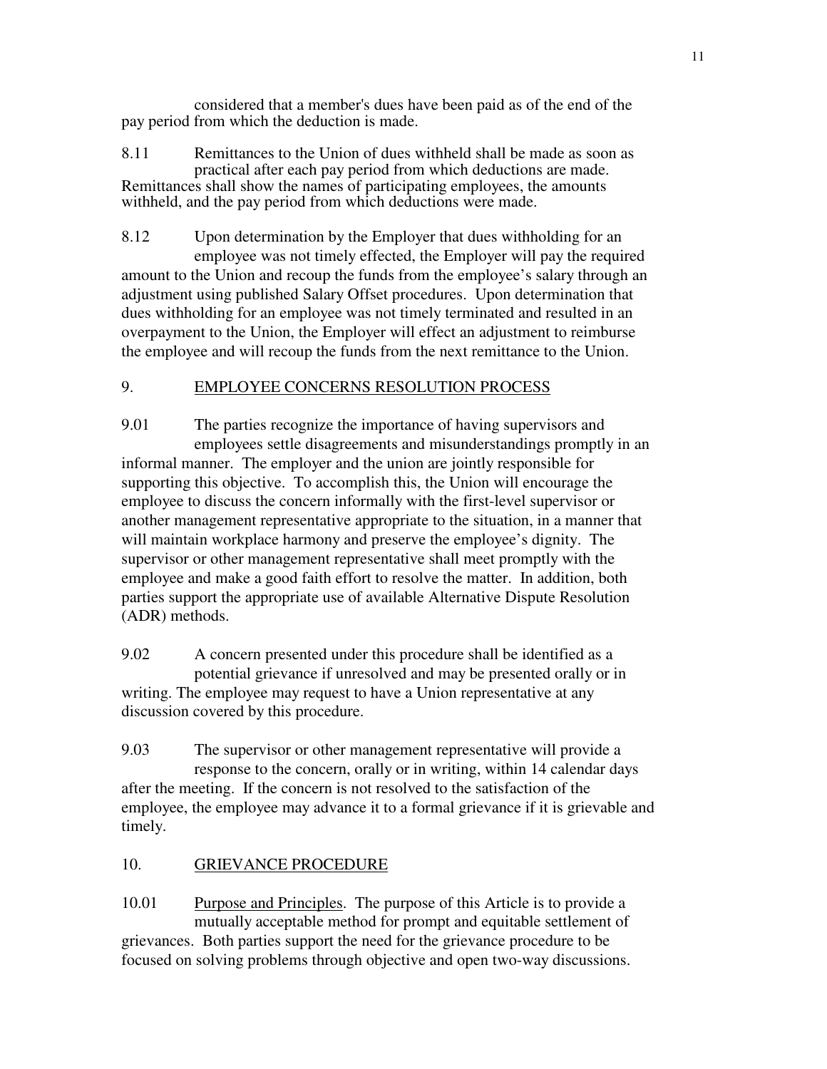considered that a member's dues have been paid as of the end of the pay period from which the deduction is made.

8.11 Remittances to the Union of dues withheld shall be made as soon as practical after each pay period from which deductions are made. Remittances shall show the names of participating employees, the amounts withheld, and the pay period from which deductions were made.

8.12 Upon determination by the Employer that dues withholding for an employee was not timely effected, the Employer will pay the required amount to the Union and recoup the funds from the employee's salary through an adjustment using published Salary Offset procedures. Upon determination that dues withholding for an employee was not timely terminated and resulted in an overpayment to the Union, the Employer will effect an adjustment to reimburse the employee and will recoup the funds from the next remittance to the Union.

## 9. EMPLOYEE CONCERNS RESOLUTION PROCESS

9.01 The parties recognize the importance of having supervisors and employees settle disagreements and misunderstandings promptly in an informal manner. The employer and the union are jointly responsible for supporting this objective. To accomplish this, the Union will encourage the employee to discuss the concern informally with the first-level supervisor or another management representative appropriate to the situation, in a manner that will maintain workplace harmony and preserve the employee's dignity. The supervisor or other management representative shall meet promptly with the employee and make a good faith effort to resolve the matter. In addition, both parties support the appropriate use of available Alternative Dispute Resolution (ADR) methods.

9.02 A concern presented under this procedure shall be identified as a potential grievance if unresolved and may be presented orally or in writing. The employee may request to have a Union representative at any discussion covered by this procedure.

9.03 The supervisor or other management representative will provide a response to the concern, orally or in writing, within 14 calendar days after the meeting. If the concern is not resolved to the satisfaction of the employee, the employee may advance it to a formal grievance if it is grievable and timely.

## 10. GRIEVANCE PROCEDURE

10.01 Purpose and Principles. The purpose of this Article is to provide a mutually acceptable method for prompt and equitable settlement of grievances. Both parties support the need for the grievance procedure to be focused on solving problems through objective and open two-way discussions.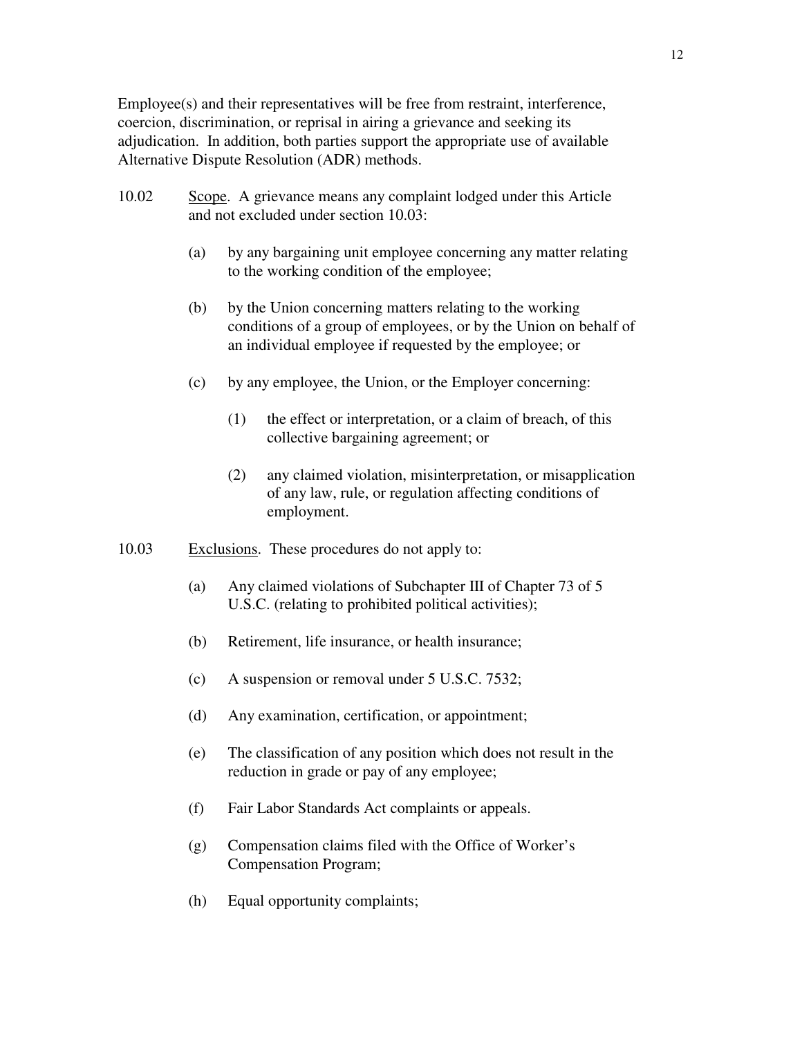Employee(s) and their representatives will be free from restraint, interference, coercion, discrimination, or reprisal in airing a grievance and seeking its adjudication. In addition, both parties support the appropriate use of available Alternative Dispute Resolution (ADR) methods.

10.02 Scope. A grievance means any complaint lodged under this Article and not excluded under section 10.03:

(a) by any bargaining unit employee concerning any matter relating to the working condition of the employee;

(b) by the Union concerning matters relating to the working conditions of a group of employees, or by the Union on behalf of an individual employee if requested by the employee; or

(c) by any employee, the Union, or the Employer concerning:

(1) the effect or interpretation, or a claim of breach, of this collective bargaining agreement; or

(2) any claimed violation, misinterpretation, or misapplication of any law, rule, or regulation affecting conditions of employment.

10.03 Exclusions. These procedures do not apply to:

(a) Any claimed violations of Subchapter III of Chapter 73 of 5 U.S.C. (relating to prohibited political activities);

(b) Retirement, life insurance, or health insurance;

(c) A suspension or removal under 5 U.S.C. 7532;

(d) Any examination, certification, or appointment;

(e) The classification of any position which does not result in the reduction in grade or pay of any employee;

(f) Fair Labor Standards Act complaints or appeals.

(g) Compensation claims filed with the Office of Worker's Compensation Program;

(h) Equal opportunity complaints;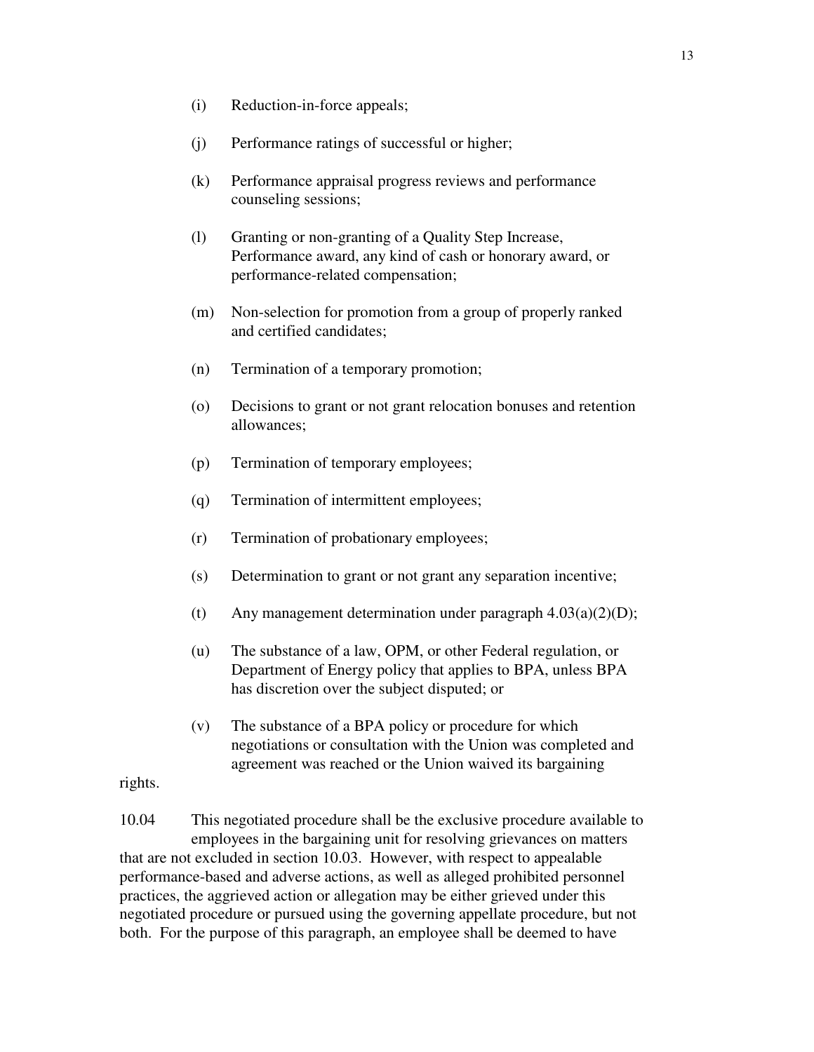(i) Reduction-in-force appeals;

(j) Performance ratings of successful or higher;

(k) Performance appraisal progress reviews and performance counseling sessions;

(l) Granting or non-granting of a Quality Step Increase, Performance award, any kind of cash or honorary award, or performance-related compensation;

(m) Non-selection for promotion from a group of properly ranked and certified candidates;

(n) Termination of a temporary promotion;

(o) Decisions to grant or not grant relocation bonuses and retention allowances;

(p) Termination of temporary employees;

(q) Termination of intermittent employees;

(r) Termination of probationary employees;

(s) Determination to grant or not grant any separation incentive;

(t) Any management determination under paragraph 4.03(a)(2)(D);

(u) The substance of a law, OPM, or other Federal regulation, or Department of Energy policy that applies to BPA, unless BPA has discretion over the subject disputed; or

(v) The substance of a BPA policy or procedure for which negotiations or consultation with the Union was completed and agreement was reached or the Union waived its bargaining rights.

10.04 This negotiated procedure shall be the exclusive procedure available to employees in the bargaining unit for resolving grievances on matters that are not excluded in section 10.03. However, with respect to appealable performance-based and adverse actions, as well as alleged prohibited personnel practices, the aggrieved action or allegation may be either grieved under this negotiated procedure or pursued using the governing appellate procedure, but not both. For the purpose of this paragraph, an employee shall be deemed to have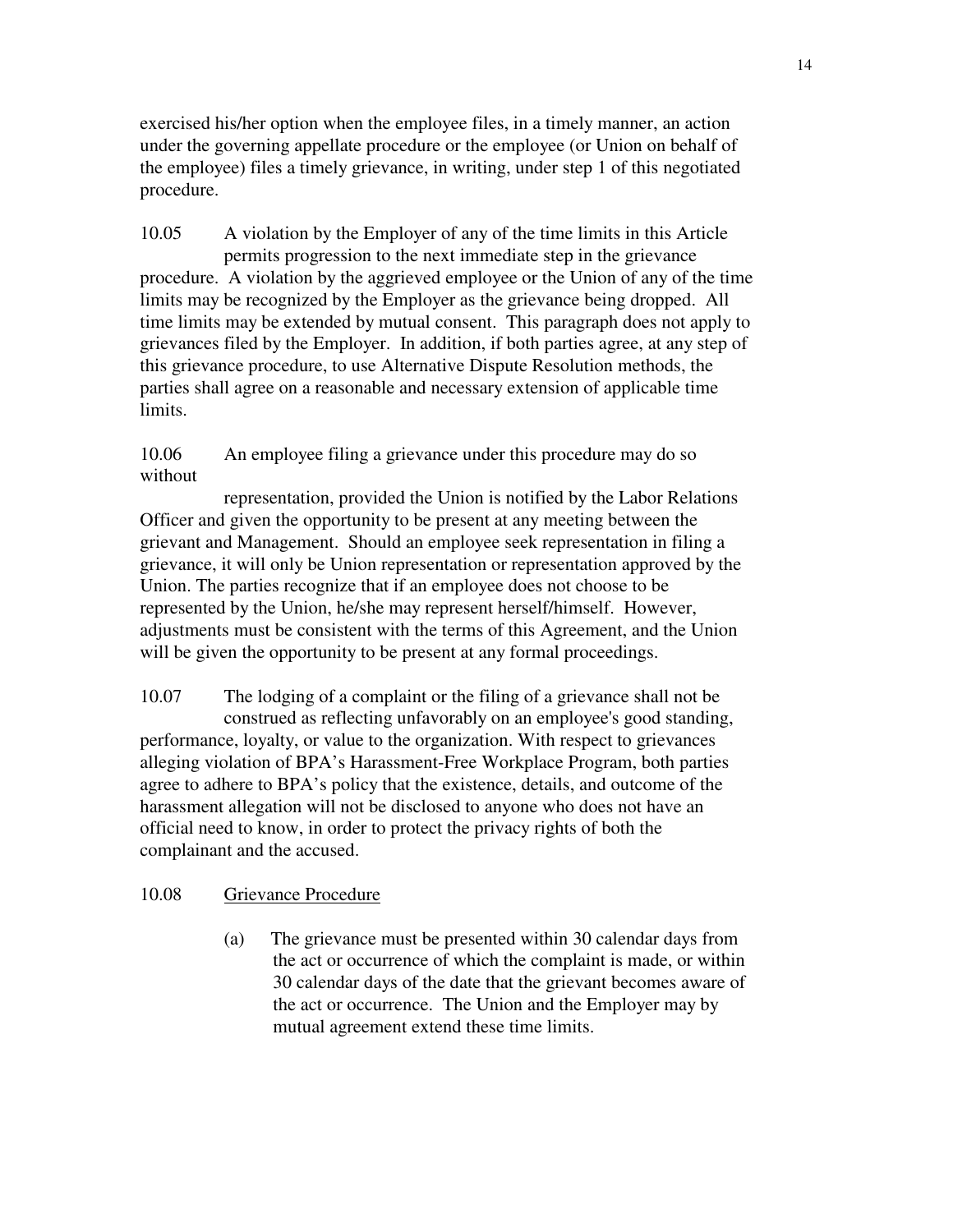exercised his/her option when the employee files, in a timely manner, an action under the governing appellate procedure or the employee (or Union on behalf of the employee) files a timely grievance, in writing, under step 1 of this negotiated procedure.

10.05 A violation by the Employer of any of the time limits in this Article permits progression to the next immediate step in the grievance procedure. A violation by the aggrieved employee or the Union of any of the time limits may be recognized by the Employer as the grievance being dropped. All time limits may be extended by mutual consent. This paragraph does not apply to grievances filed by the Employer. In addition, if both parties agree, at any step of this grievance procedure, to use Alternative Dispute Resolution methods, the parties shall agree on a reasonable and necessary extension of applicable time limits.

10.06 An employee filing a grievance under this procedure may do so without representation, provided the Union is notified by the Labor Relations Officer and given the opportunity to be present at any meeting between the grievant and Management. Should an employee seek representation in filing a grievance, it will only be Union representation or representation approved by the Union. The parties recognize that if an employee does not choose to be represented by the Union, he/she may represent herself/himself. However, adjustments must be consistent with the terms of this Agreement, and the Union will be given the opportunity to be present at any formal proceedings.

10.07 The lodging of a complaint or the filing of a grievance shall not be construed as reflecting unfavorably on an employee's good standing, performance, loyalty, or value to the organization. With respect to grievances alleging violation of BPA's Harassment-Free Workplace Program, both parties agree to adhere to BPA's policy that the existence, details, and outcome of the harassment allegation will not be disclosed to anyone who does not have an official need to know, in order to protect the privacy rights of both the complainant and the accused.

10.08 Grievance Procedure

(a) The grievance must be presented within 30 calendar days from the act or occurrence of which the complaint is made, or within 30 calendar days of the date that the grievant becomes aware of the act or occurrence. The Union and the Employer may by mutual agreement extend these time limits.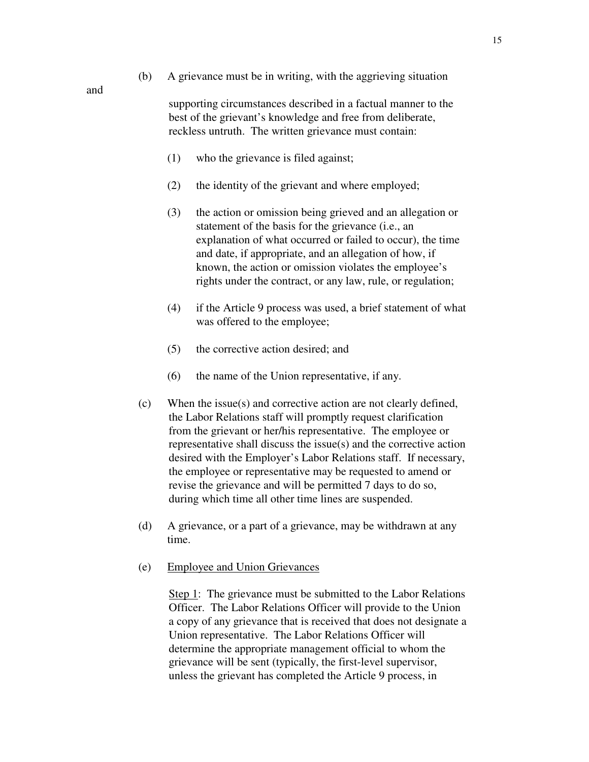(b) A grievance must be in writing, with the aggrieving situation and supporting circumstances described in a factual manner to the best of the grievant's knowledge and free from deliberate, reckless untruth. The written grievance must contain:

(1) who the grievance is filed against;

(2) the identity of the grievant and where employed;

(3) the action or omission being grieved and an allegation or statement of the basis for the grievance (i.e., an explanation of what occurred or failed to occur), the time and date, if appropriate, and an allegation of how, if known, the action or omission violates the employee's rights under the contract, or any law, rule, or regulation;

(4) if the Article 9 process was used, a brief statement of what was offered to the employee;

(5) the corrective action desired; and

(6) the name of the Union representative, if any.

(c) When the issue(s) and corrective action are not clearly defined, the Labor Relations staff will promptly request clarification from the grievant or her/his representative. The employee or representative shall discuss the issue(s) and the corrective action desired with the Employer's Labor Relations staff. If necessary, the employee or representative may be requested to amend or revise the grievance and will be permitted 7 days to do so, during which time all other time lines are suspended.

(d) A grievance, or a part of a grievance, may be withdrawn at any time.

(e) <u>Employee and Union Grievances</u>

<u>Step 1</u>: The grievance must be submitted to the Labor Relations Officer. The Labor Relations Officer will provide to the Union a copy of any grievance that is received that does not designate a Union representative. The Labor Relations Officer will determine the appropriate management official to whom the grievance will be sent (typically, the first-level supervisor, unless the grievant has completed the Article 9 process, in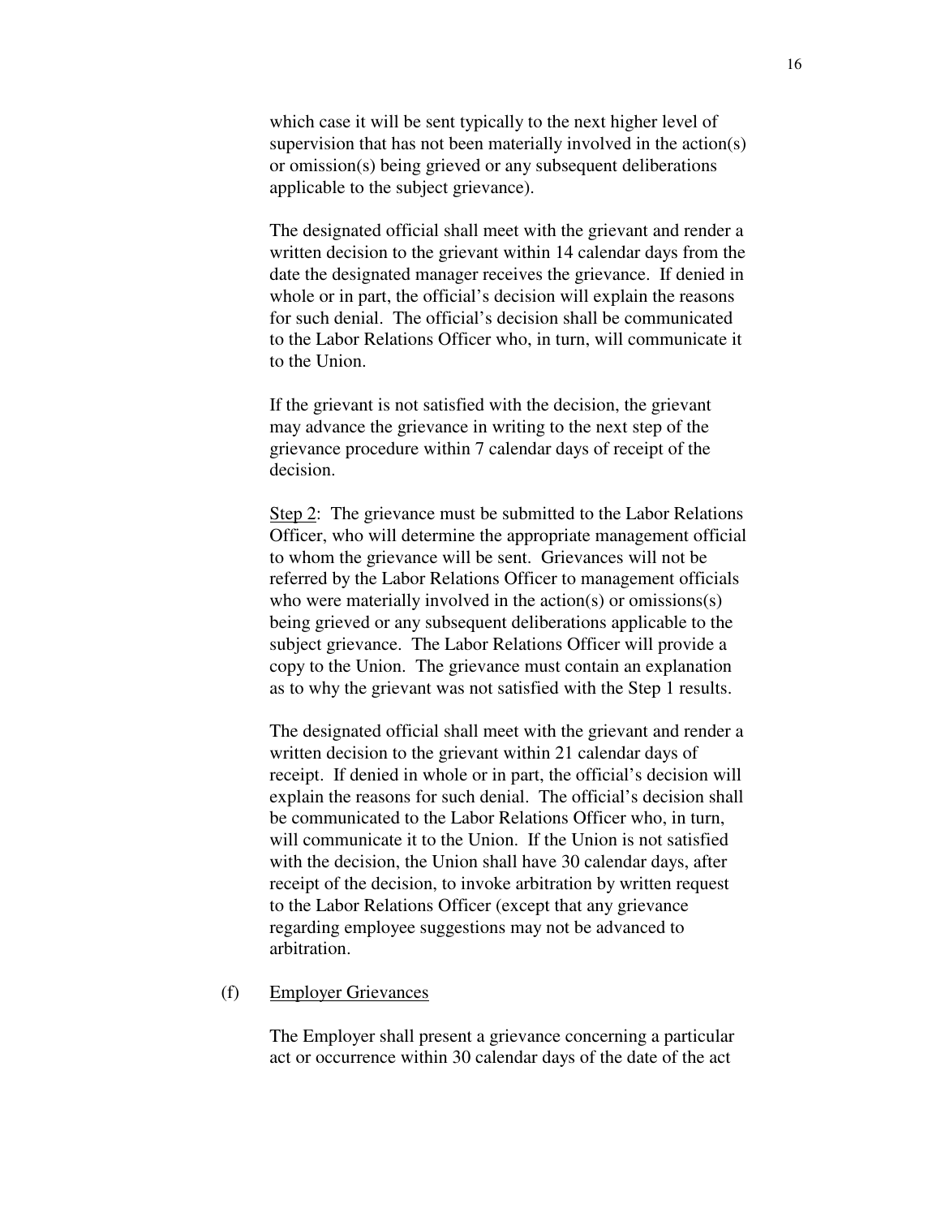which case it will be sent typically to the next higher level of supervision that has not been materially involved in the action(s) or omission(s) being grieved or any subsequent deliberations applicable to the subject grievance).

The designated official shall meet with the grievant and render a written decision to the grievant within 14 calendar days from the date the designated manager receives the grievance. If denied in whole or in part, the official's decision will explain the reasons for such denial. The official's decision shall be communicated to the Labor Relations Officer who, in turn, will communicate it to the Union.

If the grievant is not satisfied with the decision, the grievant may advance the grievance in writing to the next step of the grievance procedure within 7 calendar days of receipt of the decision.

Step 2: The grievance must be submitted to the Labor Relations Officer, who will determine the appropriate management official to whom the grievance will be sent. Grievances will not be referred by the Labor Relations Officer to management officials who were materially involved in the action(s) or omissions(s) being grieved or any subsequent deliberations applicable to the subject grievance. The Labor Relations Officer will provide a copy to the Union. The grievance must contain an explanation as to why the grievant was not satisfied with the Step 1 results.

The designated official shall meet with the grievant and render a written decision to the grievant within 21 calendar days of receipt. If denied in whole or in part, the official's decision will explain the reasons for such denial. The official's decision shall be communicated to the Labor Relations Officer who, in turn, will communicate it to the Union. If the Union is not satisfied with the decision, the Union shall have 30 calendar days, after receipt of the decision, to invoke arbitration by written request to the Labor Relations Officer (except that any grievance regarding employee suggestions may not be advanced to arbitration.

(f) Employer Grievances

The Employer shall present a grievance concerning a particular act or occurrence within 30 calendar days of the date of the act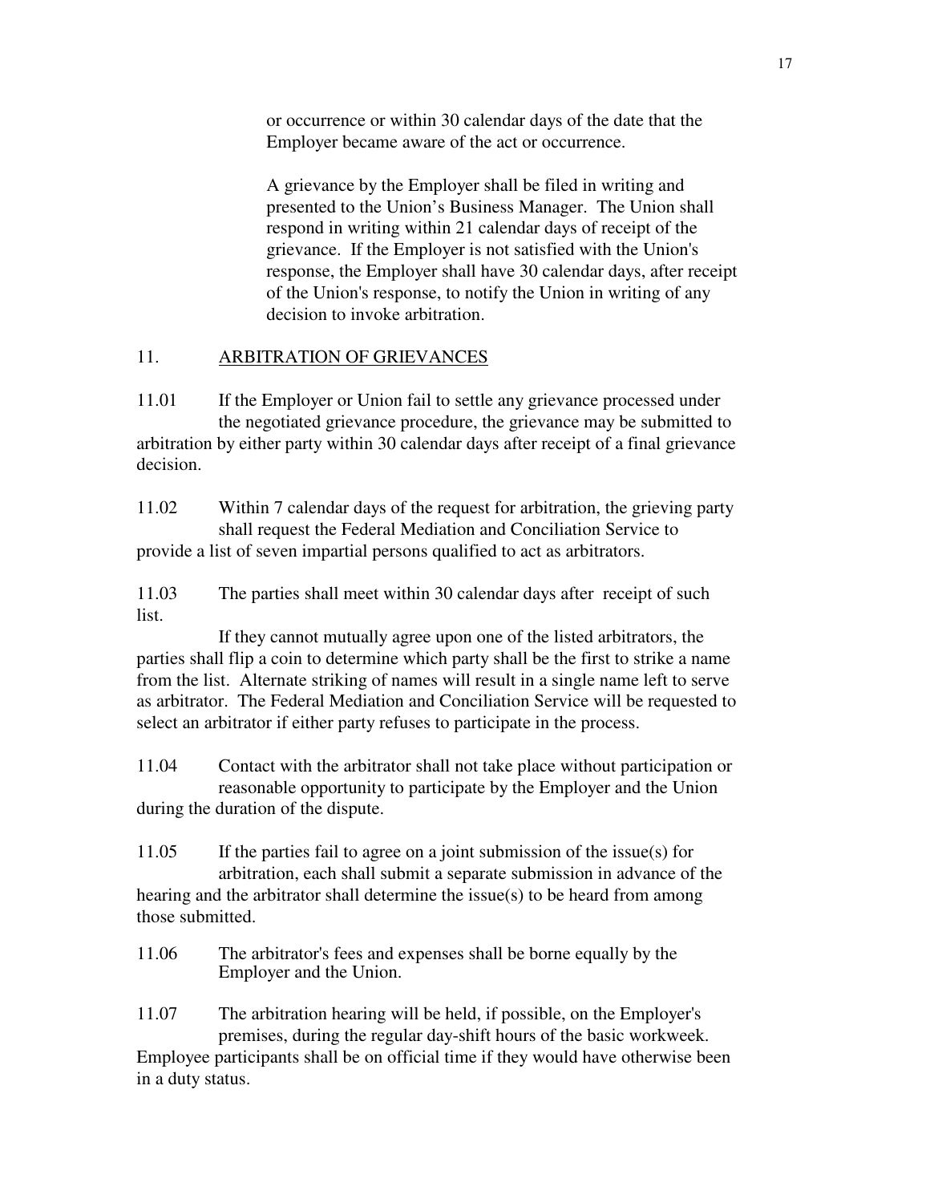or occurrence or within 30 calendar days of the date that the Employer became aware of the act or occurrence.

A grievance by the Employer shall be filed in writing and presented to the Union's Business Manager. The Union shall respond in writing within 21 calendar days of receipt of the grievance. If the Employer is not satisfied with the Union's response, the Employer shall have 30 calendar days, after receipt of the Union's response, to notify the Union in writing of any decision to invoke arbitration.

## 11. ARBITRATION OF GRIEVANCES

11.01 If the Employer or Union fail to settle any grievance processed under the negotiated grievance procedure, the grievance may be submitted to arbitration by either party within 30 calendar days after receipt of a final grievance decision.

11.02 Within 7 calendar days of the request for arbitration, the grieving party shall request the Federal Mediation and Conciliation Service to provide a list of seven impartial persons qualified to act as arbitrators.

11.03 The parties shall meet within 30 calendar days after receipt of such list.

If they cannot mutually agree upon one of the listed arbitrators, the parties shall flip a coin to determine which party shall be the first to strike a name from the list. Alternate striking of names will result in a single name left to serve as arbitrator. The Federal Mediation and Conciliation Service will be requested to select an arbitrator if either party refuses to participate in the process.

11.04 Contact with the arbitrator shall not take place without participation or reasonable opportunity to participate by the Employer and the Union during the duration of the dispute.

11.05 If the parties fail to agree on a joint submission of the issue(s) for arbitration, each shall submit a separate submission in advance of the hearing and the arbitrator shall determine the issue(s) to be heard from among those submitted.

11.06 The arbitrator's fees and expenses shall be borne equally by the Employer and the Union.

11.07 The arbitration hearing will be held, if possible, on the Employer's premises, during the regular day-shift hours of the basic workweek. Employee participants shall be on official time if they would have otherwise been in a duty status.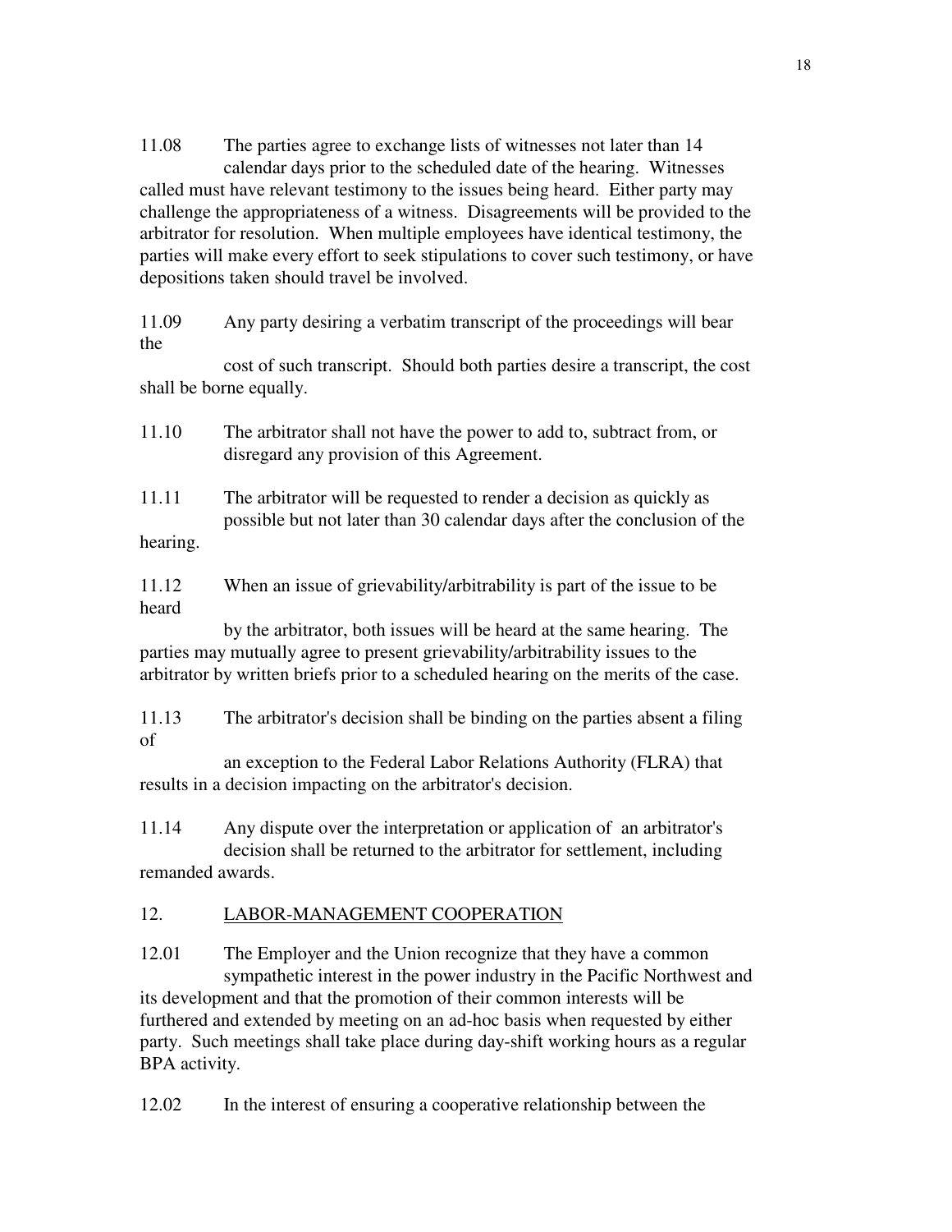11.08 The parties agree to exchange lists of witnesses not later than 14 calendar days prior to the scheduled date of the hearing. Witnesses called must have relevant testimony to the issues being heard. Either party may challenge the appropriateness of a witness. Disagreements will be provided to the arbitrator for resolution. When multiple employees have identical testimony, the parties will make every effort to seek stipulations to cover such testimony, or have depositions taken should travel be involved.

11.09 Any party desiring a verbatim transcript of the proceedings will bear the cost of such transcript. Should both parties desire a transcript, the cost shall be borne equally.

11.10 The arbitrator shall not have the power to add to, subtract from, or disregard any provision of this Agreement.

11.11 The arbitrator will be requested to render a decision as quickly as possible but not later than 30 calendar days after the conclusion of the hearing.

11.12 When an issue of grievability/arbitrability is part of the issue to be heard by the arbitrator, both issues will be heard at the same hearing. The parties may mutually agree to present grievability/arbitrability issues to the arbitrator by written briefs prior to a scheduled hearing on the merits of the case.

11.13 The arbitrator's decision shall be binding on the parties absent a filing of an exception to the Federal Labor Relations Authority (FLRA) that results in a decision impacting on the arbitrator's decision.

11.14 Any dispute over the interpretation or application of an arbitrator's decision shall be returned to the arbitrator for settlement, including remanded awards.

## 12. LABOR-MANAGEMENT COOPERATION

12.01 The Employer and the Union recognize that they have a common sympathetic interest in the power industry in the Pacific Northwest and its development and that the promotion of their common interests will be furthered and extended by meeting on an ad-hoc basis when requested by either party. Such meetings shall take place during day-shift working hours as a regular BPA activity.

12.02 In the interest of ensuring a cooperative relationship between the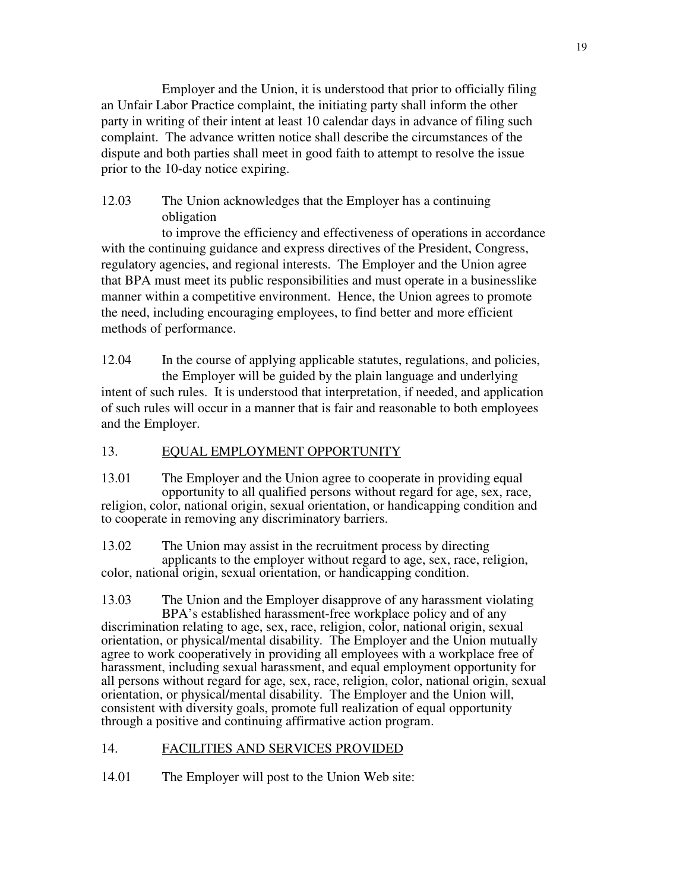Employer and the Union, it is understood that prior to officially filing an Unfair Labor Practice complaint, the initiating party shall inform the other party in writing of their intent at least 10 calendar days in advance of filing such complaint. The advance written notice shall describe the circumstances of the dispute and both parties shall meet in good faith to attempt to resolve the issue prior to the 10-day notice expiring.

12.03 The Union acknowledges that the Employer has a continuing obligation to improve the efficiency and effectiveness of operations in accordance with the continuing guidance and express directives of the President, Congress, regulatory agencies, and regional interests. The Employer and the Union agree that BPA must meet its public responsibilities and must operate in a businesslike manner within a competitive environment. Hence, the Union agrees to promote the need, including encouraging employees, to find better and more efficient methods of performance.

12.04 In the course of applying applicable statutes, regulations, and policies, the Employer will be guided by the plain language and underlying intent of such rules. It is understood that interpretation, if needed, and application of such rules will occur in a manner that is fair and reasonable to both employees and the Employer.

## 13. EQUAL EMPLOYMENT OPPORTUNITY

13.01 The Employer and the Union agree to cooperate in providing equal opportunity to all qualified persons without regard for age, sex, race, religion, color, national origin, sexual orientation, or handicapping condition and to cooperate in removing any discriminatory barriers.

13.02 The Union may assist in the recruitment process by directing applicants to the employer without regard to age, sex, race, religion, color, national origin, sexual orientation, or handicapping condition.

13.03 The Union and the Employer disapprove of any harassment violating BPA's established harassment-free workplace policy and of any discrimination relating to age, sex, race, religion, color, national origin, sexual orientation, or physical/mental disability. The Employer and the Union mutually agree to work cooperatively in providing all employees with a workplace free of harassment, including sexual harassment, and equal employment opportunity for all persons without regard for age, sex, race, religion, color, national origin, sexual orientation, or physical/mental disability. The Employer and the Union will, consistent with diversity goals, promote full realization of equal opportunity through a positive and continuing affirmative action program.

## 14. FACILITIES AND SERVICES PROVIDED

14.01 The Employer will post to the Union Web site: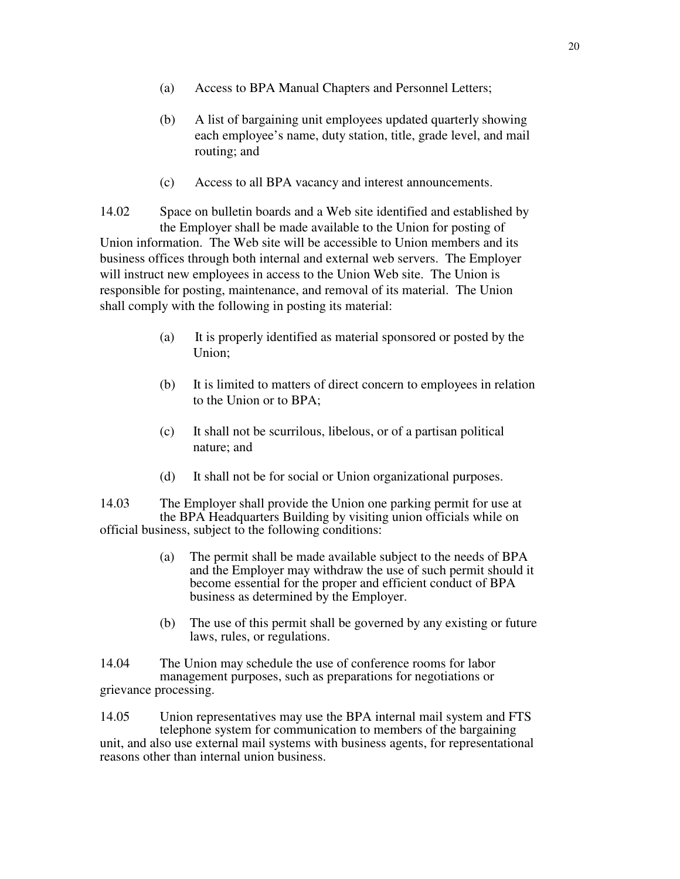(a) Access to BPA Manual Chapters and Personnel Letters;

(b) A list of bargaining unit employees updated quarterly showing each employee's name, duty station, title, grade level, and mail routing; and

(c) Access to all BPA vacancy and interest announcements.

14.02 Space on bulletin boards and a Web site identified and established by the Employer shall be made available to the Union for posting of Union information. The Web site will be accessible to Union members and its business offices through both internal and external web servers. The Employer will instruct new employees in access to the Union Web site. The Union is responsible for posting, maintenance, and removal of its material. The Union shall comply with the following in posting its material:

(a) It is properly identified as material sponsored or posted by the Union;

(b) It is limited to matters of direct concern to employees in relation to the Union or to BPA;

(c) It shall not be scurrilous, libelous, or of a partisan political nature; and

(d) It shall not be for social or Union organizational purposes.

14.03 The Employer shall provide the Union one parking permit for use at the BPA Headquarters Building by visiting union officials while on official business, subject to the following conditions:

(a) The permit shall be made available subject to the needs of BPA and the Employer may withdraw the use of such permit should it become essential for the proper and efficient conduct of BPA business as determined by the Employer.

(b) The use of this permit shall be governed by any existing or future laws, rules, or regulations.

14.04 The Union may schedule the use of conference rooms for labor management purposes, such as preparations for negotiations or grievance processing.

14.05 Union representatives may use the BPA internal mail system and FTS telephone system for communication to members of the bargaining unit, and also use external mail systems with business agents, for representational reasons other than internal union business.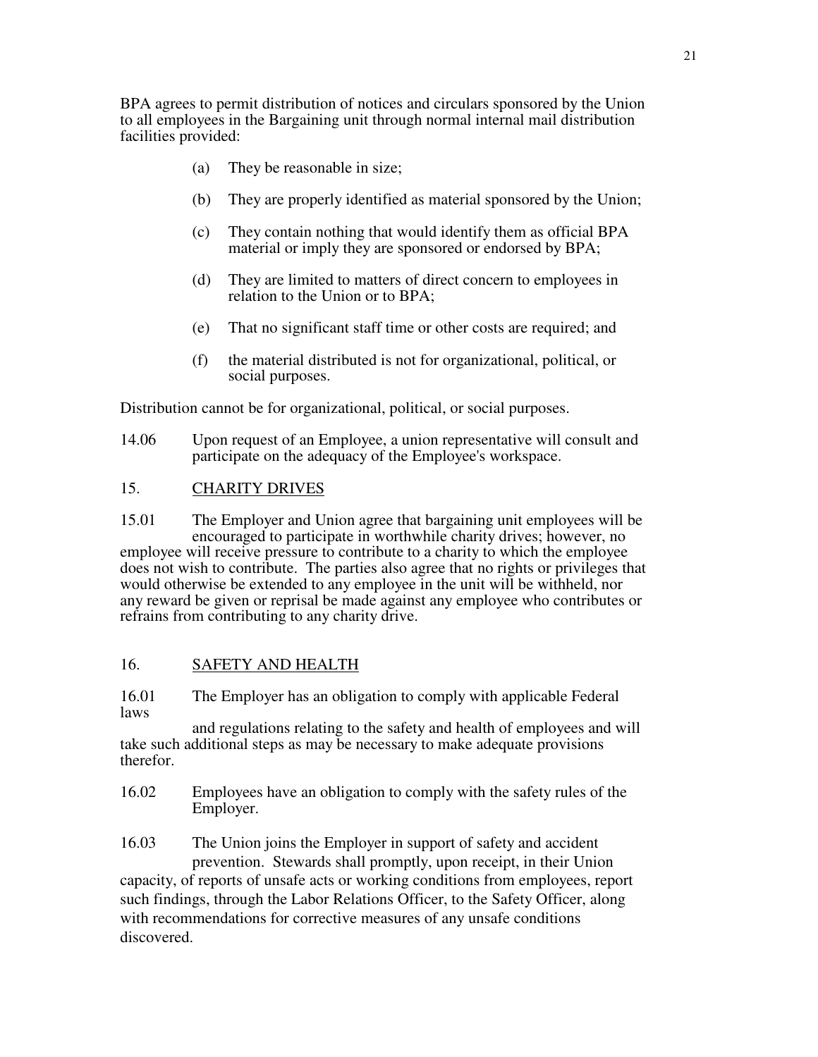BPA agrees to permit distribution of notices and circulars sponsored by the Union to all employees in the Bargaining unit through normal internal mail distribution facilities provided:

(a) They be reasonable in size;

(b) They are properly identified as material sponsored by the Union;

(c) They contain nothing that would identify them as official BPA material or imply they are sponsored or endorsed by BPA;

(d) They are limited to matters of direct concern to employees in relation to the Union or to BPA;

(e) That no significant staff time or other costs are required; and

(f) the material distributed is not for organizational, political, or social purposes.

Distribution cannot be for organizational, political, or social purposes.

14.06 Upon request of an Employee, a union representative will consult and participate on the adequacy of the Employee's workspace.

## 15. CHARITY DRIVES

15.01 The Employer and Union agree that bargaining unit employees will be encouraged to participate in worthwhile charity drives; however, no employee will receive pressure to contribute to a charity to which the employee does not wish to contribute. The parties also agree that no rights or privileges that would otherwise be extended to any employee in the unit will be withheld, nor any reward be given or reprisal be made against any employee who contributes or refrains from contributing to any charity drive.

## 16. SAFETY AND HEALTH

16.01 The Employer has an obligation to comply with applicable Federal laws and regulations relating to the safety and health of employees and will take such additional steps as may be necessary to make adequate provisions therefor.

16.02 Employees have an obligation to comply with the safety rules of the Employer.

16.03 The Union joins the Employer in support of safety and accident prevention. Stewards shall promptly, upon receipt, in their Union capacity, of reports of unsafe acts or working conditions from employees, report such findings, through the Labor Relations Officer, to the Safety Officer, along with recommendations for corrective measures of any unsafe conditions discovered.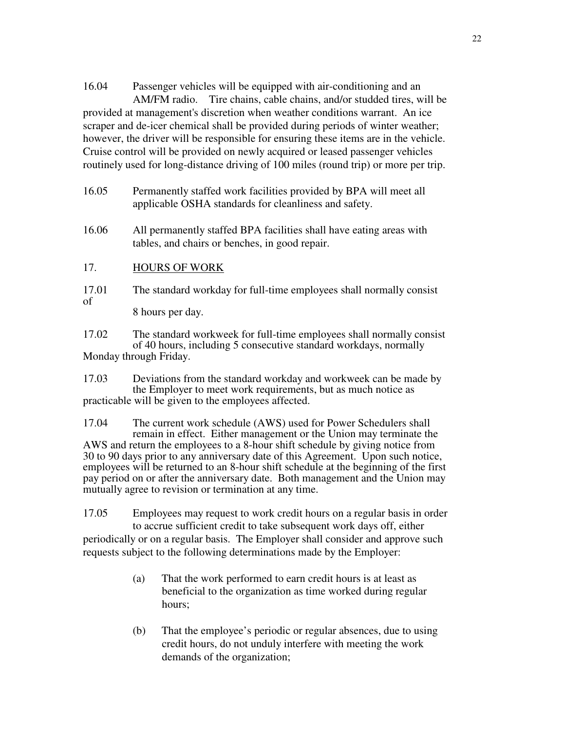16.04 Passenger vehicles will be equipped with air-conditioning and an AM/FM radio. Tire chains, cable chains, and/or studded tires, will be provided at management's discretion when weather conditions warrant. An ice scraper and de-icer chemical shall be provided during periods of winter weather; however, the driver will be responsible for ensuring these items are in the vehicle. Cruise control will be provided on newly acquired or leased passenger vehicles routinely used for long-distance driving of 100 miles (round trip) or more per trip.

16.05 Permanently staffed work facilities provided by BPA will meet all applicable OSHA standards for cleanliness and safety.

16.06 All permanently staffed BPA facilities shall have eating areas with tables, and chairs or benches, in good repair.

17. HOURS OF WORK

17.01 The standard workday for full-time employees shall normally consist of 8 hours per day.

17.02 The standard workweek for full-time employees shall normally consist of 40 hours, including 5 consecutive standard workdays, normally Monday through Friday.

17.03 Deviations from the standard workday and workweek can be made by the Employer to meet work requirements, but as much notice as practicable will be given to the employees affected.

17.04 The current work schedule (AWS) used for Power Schedulers shall remain in effect. Either management or the Union may terminate the AWS and return the employees to a 8-hour shift schedule by giving notice from 30 to 90 days prior to any anniversary date of this Agreement. Upon such notice, employees will be returned to an 8-hour shift schedule at the beginning of the first pay period on or after the anniversary date. Both management and the Union may mutually agree to revision or termination at any time.

17.05 Employees may request to work credit hours on a regular basis in order to accrue sufficient credit to take subsequent work days off, either periodically or on a regular basis. The Employer shall consider and approve such requests subject to the following determinations made by the Employer:

(a) That the work performed to earn credit hours is at least as beneficial to the organization as time worked during regular hours;

(b) That the employee's periodic or regular absences, due to using credit hours, do not unduly interfere with meeting the work demands of the organization;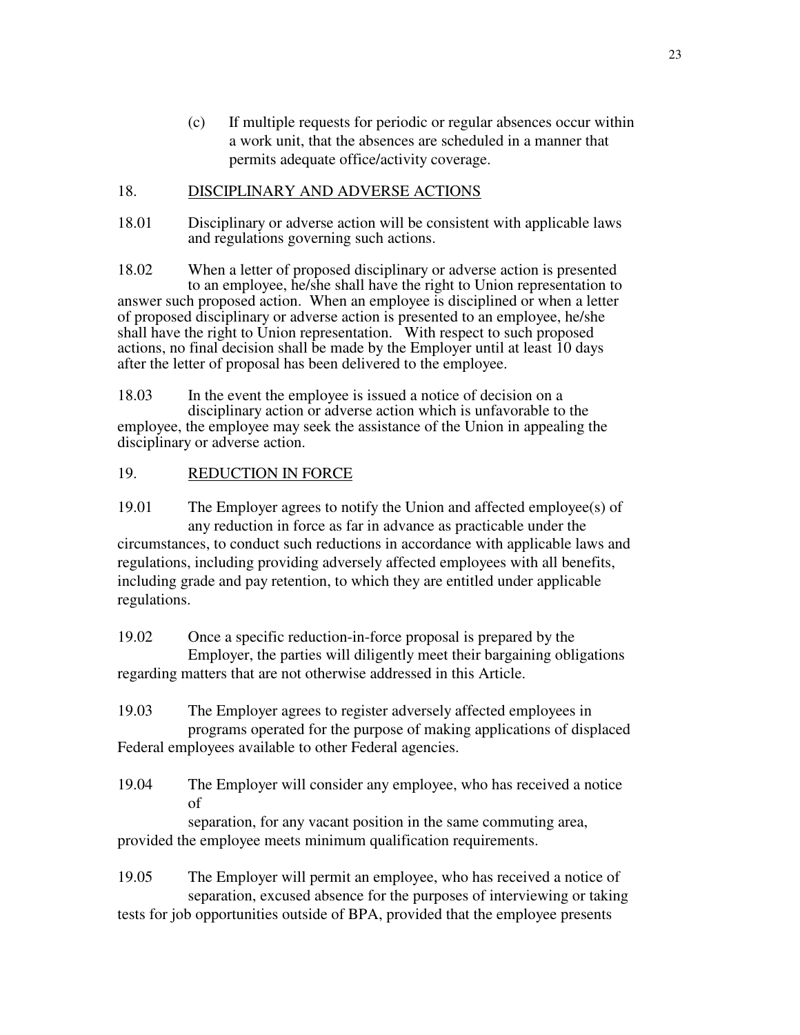(c) If multiple requests for periodic or regular absences occur within a work unit, that the absences are scheduled in a manner that permits adequate office/activity coverage.

## 18. DISCIPLINARY AND ADVERSE ACTIONS

18.01 Disciplinary or adverse action will be consistent with applicable laws and regulations governing such actions.

18.02 When a letter of proposed disciplinary or adverse action is presented to an employee, he/she shall have the right to Union representation to answer such proposed action. When an employee is disciplined or when a letter of proposed disciplinary or adverse action is presented to an employee, he/she shall have the right to Union representation. With respect to such proposed actions, no final decision shall be made by the Employer until at least 10 days after the letter of proposal has been delivered to the employee.

18.03 In the event the employee is issued a notice of decision on a disciplinary action or adverse action which is unfavorable to the employee, the employee may seek the assistance of the Union in appealing the disciplinary or adverse action.

## 19. REDUCTION IN FORCE

19.01 The Employer agrees to notify the Union and affected employee(s) of any reduction in force as far in advance as practicable under the circumstances, to conduct such reductions in accordance with applicable laws and regulations, including providing adversely affected employees with all benefits, including grade and pay retention, to which they are entitled under applicable regulations.

19.02 Once a specific reduction-in-force proposal is prepared by the Employer, the parties will diligently meet their bargaining obligations regarding matters that are not otherwise addressed in this Article.

19.03 The Employer agrees to register adversely affected employees in programs operated for the purpose of making applications of displaced Federal employees available to other Federal agencies.

19.04 The Employer will consider any employee, who has received a notice of separation, for any vacant position in the same commuting area, provided the employee meets minimum qualification requirements.

19.05 The Employer will permit an employee, who has received a notice of separation, excused absence for the purposes of interviewing or taking tests for job opportunities outside of BPA, provided that the employee presents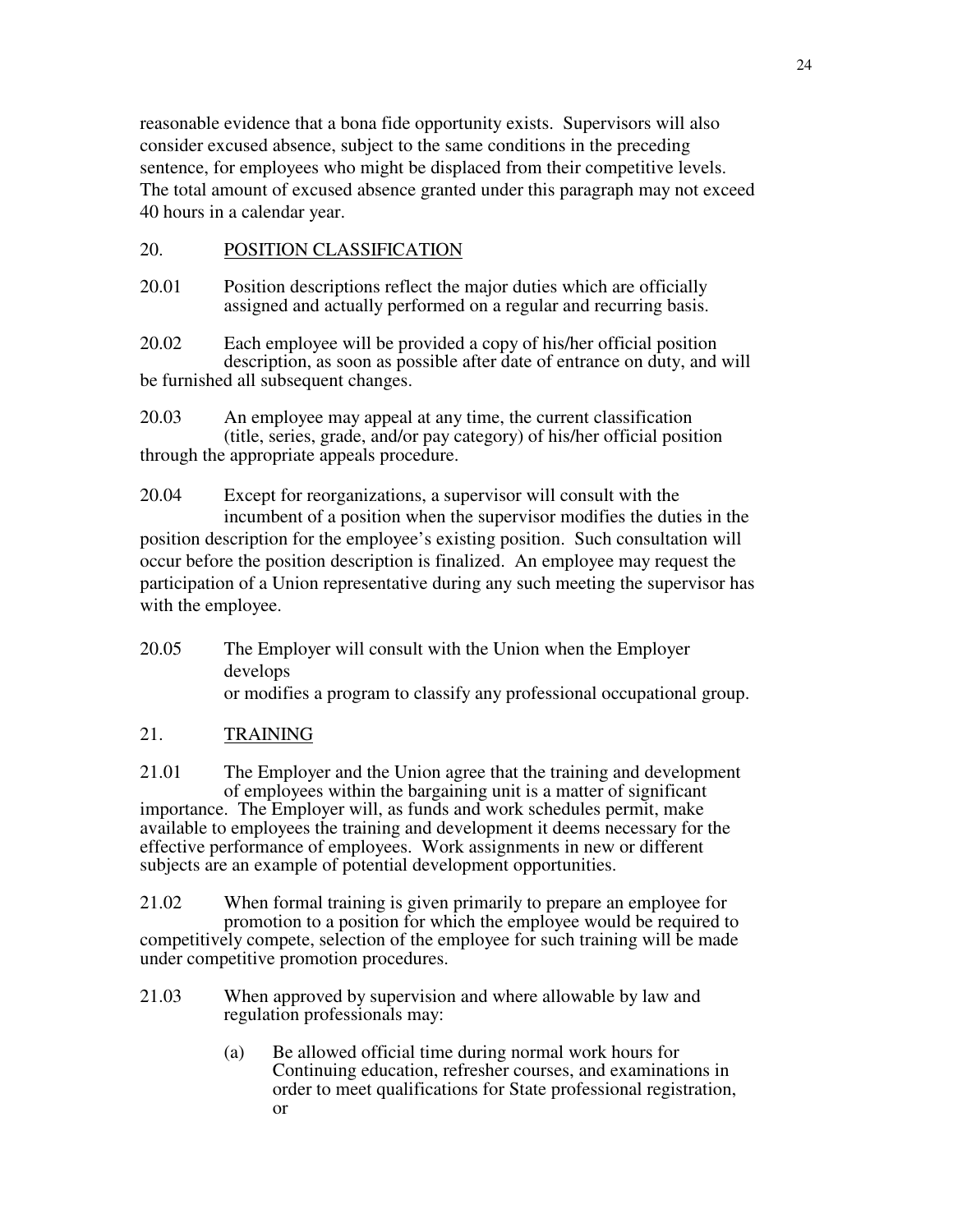reasonable evidence that a bona fide opportunity exists. Supervisors will also consider excused absence, subject to the same conditions in the preceding sentence, for employees who might be displaced from their competitive levels. The total amount of excused absence granted under this paragraph may not exceed 40 hours in a calendar year.

## 20. POSITION CLASSIFICATION

20.01 Position descriptions reflect the major duties which are officially assigned and actually performed on a regular and recurring basis.

20.02 Each employee will be provided a copy of his/her official position description, as soon as possible after date of entrance on duty, and will be furnished all subsequent changes.

20.03 An employee may appeal at any time, the current classification (title, series, grade, and/or pay category) of his/her official position through the appropriate appeals procedure.

20.04 Except for reorganizations, a supervisor will consult with the incumbent of a position when the supervisor modifies the duties in the position description for the employee's existing position. Such consultation will occur before the position description is finalized. An employee may request the participation of a Union representative during any such meeting the supervisor has with the employee.

20.05 The Employer will consult with the Union when the Employer develops or modifies a program to classify any professional occupational group.

## 21. TRAINING

21.01 The Employer and the Union agree that the training and development of employees within the bargaining unit is a matter of significant importance. The Employer will, as funds and work schedules permit, make available to employees the training and development it deems necessary for the effective performance of employees. Work assignments in new or different subjects are an example of potential development opportunities.

21.02 When formal training is given primarily to prepare an employee for promotion to a position for which the employee would be required to competitively compete, selection of the employee for such training will be made under competitive promotion procedures.

21.03 When approved by supervision and where allowable by law and regulation professionals may:

(a) Be allowed official time during normal work hours for Continuing education, refresher courses, and examinations in order to meet qualifications for State professional registration, or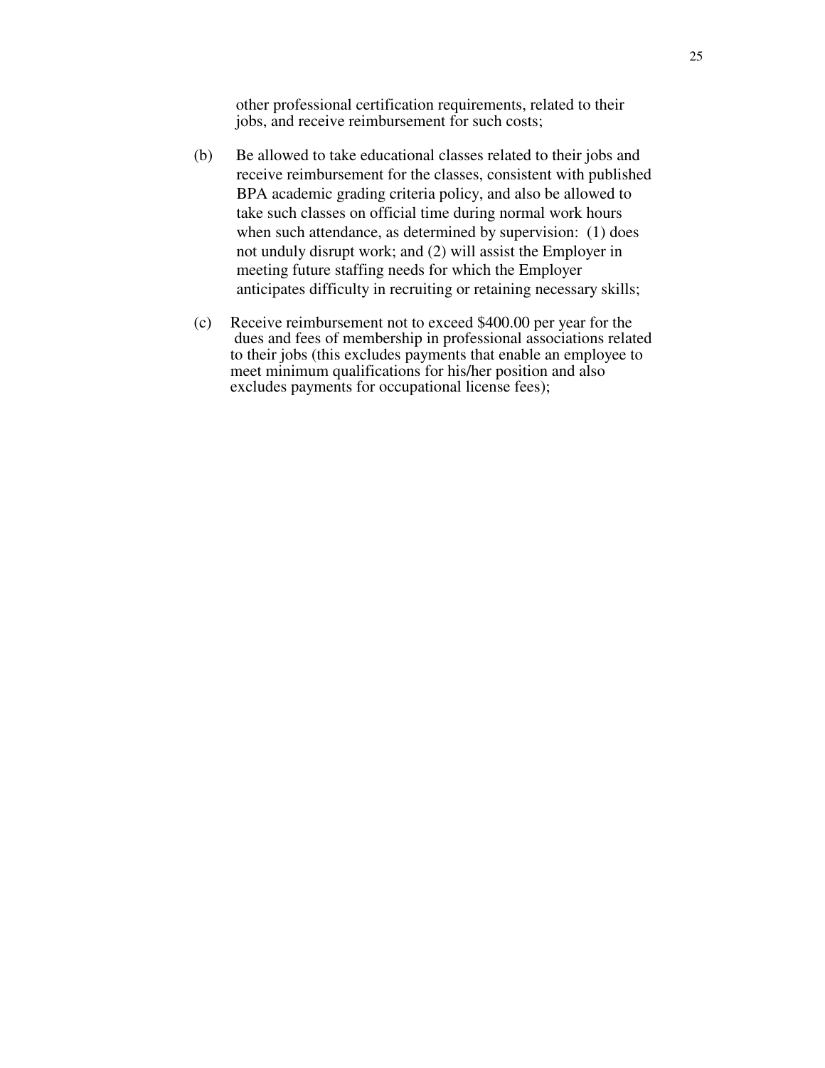other professional certification requirements, related to their jobs, and receive reimbursement for such costs;

(b) Be allowed to take educational classes related to their jobs and receive reimbursement for the classes, consistent with published BPA academic grading criteria policy, and also be allowed to take such classes on official time during normal work hours when such attendance, as determined by supervision: (1) does not unduly disrupt work; and (2) will assist the Employer in meeting future staffing needs for which the Employer anticipates difficulty in recruiting or retaining necessary skills;

(c) Receive reimbursement not to exceed $400.00 per year for the dues and fees of membership in professional associations related to their jobs (this excludes payments that enable an employee to meet minimum qualifications for his/her position and also excludes payments for occupational license fees);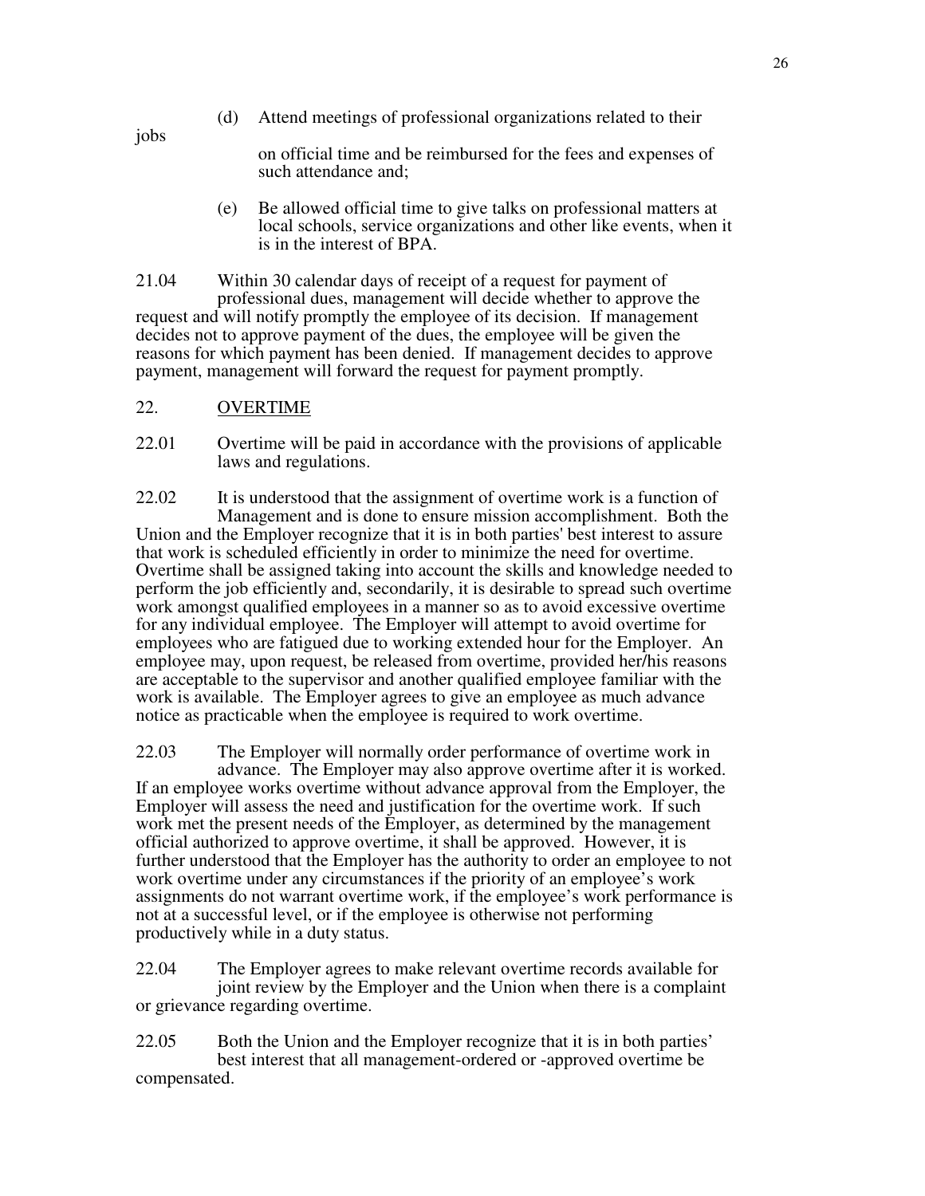(d) Attend meetings of professional organizations related to their jobs on official time and be reimbursed for the fees and expenses of such attendance and;

(e) Be allowed official time to give talks on professional matters at local schools, service organizations and other like events, when it is in the interest of BPA.

21.04 Within 30 calendar days of receipt of a request for payment of professional dues, management will decide whether to approve the request and will notify promptly the employee of its decision. If management decides not to approve payment of the dues, the employee will be given the reasons for which payment has been denied. If management decides to approve payment, management will forward the request for payment promptly.

## 22. OVERTIME

22.01 Overtime will be paid in accordance with the provisions of applicable laws and regulations.

22.02 It is understood that the assignment of overtime work is a function of Management and is done to ensure mission accomplishment. Both the Union and the Employer recognize that it is in both parties' best interest to assure that work is scheduled efficiently in order to minimize the need for overtime. Overtime shall be assigned taking into account the skills and knowledge needed to perform the job efficiently and, secondarily, it is desirable to spread such overtime work amongst qualified employees in a manner so as to avoid excessive overtime for any individual employee. The Employer will attempt to avoid overtime for employees who are fatigued due to working extended hour for the Employer. An employee may, upon request, be released from overtime, provided her/his reasons are acceptable to the supervisor and another qualified employee familiar with the work is available. The Employer agrees to give an employee as much advance notice as practicable when the employee is required to work overtime.

22.03 The Employer will normally order performance of overtime work in advance. The Employer may also approve overtime after it is worked. If an employee works overtime without advance approval from the Employer, the Employer will assess the need and justification for the overtime work. If such work met the present needs of the Employer, as determined by the management official authorized to approve overtime, it shall be approved. However, it is further understood that the Employer has the authority to order an employee to not work overtime under any circumstances if the priority of an employee's work assignments do not warrant overtime work, if the employee's work performance is not at a successful level, or if the employee is otherwise not performing productively while in a duty status.

22.04 The Employer agrees to make relevant overtime records available for joint review by the Employer and the Union when there is a complaint or grievance regarding overtime.

22.05 Both the Union and the Employer recognize that it is in both parties' best interest that all management-ordered or -approved overtime be compensated.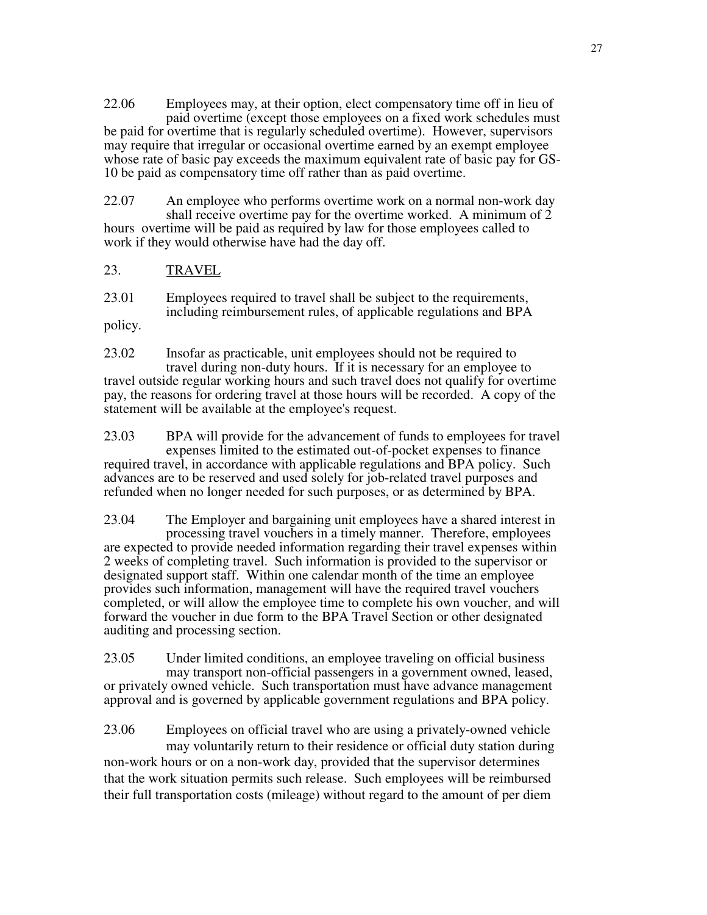22.06 Employees may, at their option, elect compensatory time off in lieu of paid overtime (except those employees on a fixed work schedules must be paid for overtime that is regularly scheduled overtime). However, supervisors may require that irregular or occasional overtime earned by an exempt employee whose rate of basic pay exceeds the maximum equivalent rate of basic pay for GS-10 be paid as compensatory time off rather than as paid overtime.

22.07 An employee who performs overtime work on a normal non-work day shall receive overtime pay for the overtime worked. A minimum of 2 hours overtime will be paid as required by law for those employees called to work if they would otherwise have had the day off.

## 23. TRAVEL

23.01 Employees required to travel shall be subject to the requirements, including reimbursement rules, of applicable regulations and BPA policy.

23.02 Insofar as practicable, unit employees should not be required to travel during non-duty hours. If it is necessary for an employee to travel outside regular working hours and such travel does not qualify for overtime pay, the reasons for ordering travel at those hours will be recorded. A copy of the statement will be available at the employee's request.

23.03 BPA will provide for the advancement of funds to employees for travel expenses limited to the estimated out-of-pocket expenses to finance required travel, in accordance with applicable regulations and BPA policy. Such advances are to be reserved and used solely for job-related travel purposes and refunded when no longer needed for such purposes, or as determined by BPA.

23.04 The Employer and bargaining unit employees have a shared interest in processing travel vouchers in a timely manner. Therefore, employees are expected to provide needed information regarding their travel expenses within 2 weeks of completing travel. Such information is provided to the supervisor or designated support staff. Within one calendar month of the time an employee provides such information, management will have the required travel vouchers completed, or will allow the employee time to complete his own voucher, and will forward the voucher in due form to the BPA Travel Section or other designated auditing and processing section.

23.05 Under limited conditions, an employee traveling on official business may transport non-official passengers in a government owned, leased, or privately owned vehicle. Such transportation must have advance management approval and is governed by applicable government regulations and BPA policy.

23.06 Employees on official travel who are using a privately-owned vehicle may voluntarily return to their residence or official duty station during non-work hours or on a non-work day, provided that the supervisor determines that the work situation permits such release. Such employees will be reimbursed their full transportation costs (mileage) without regard to the amount of per diem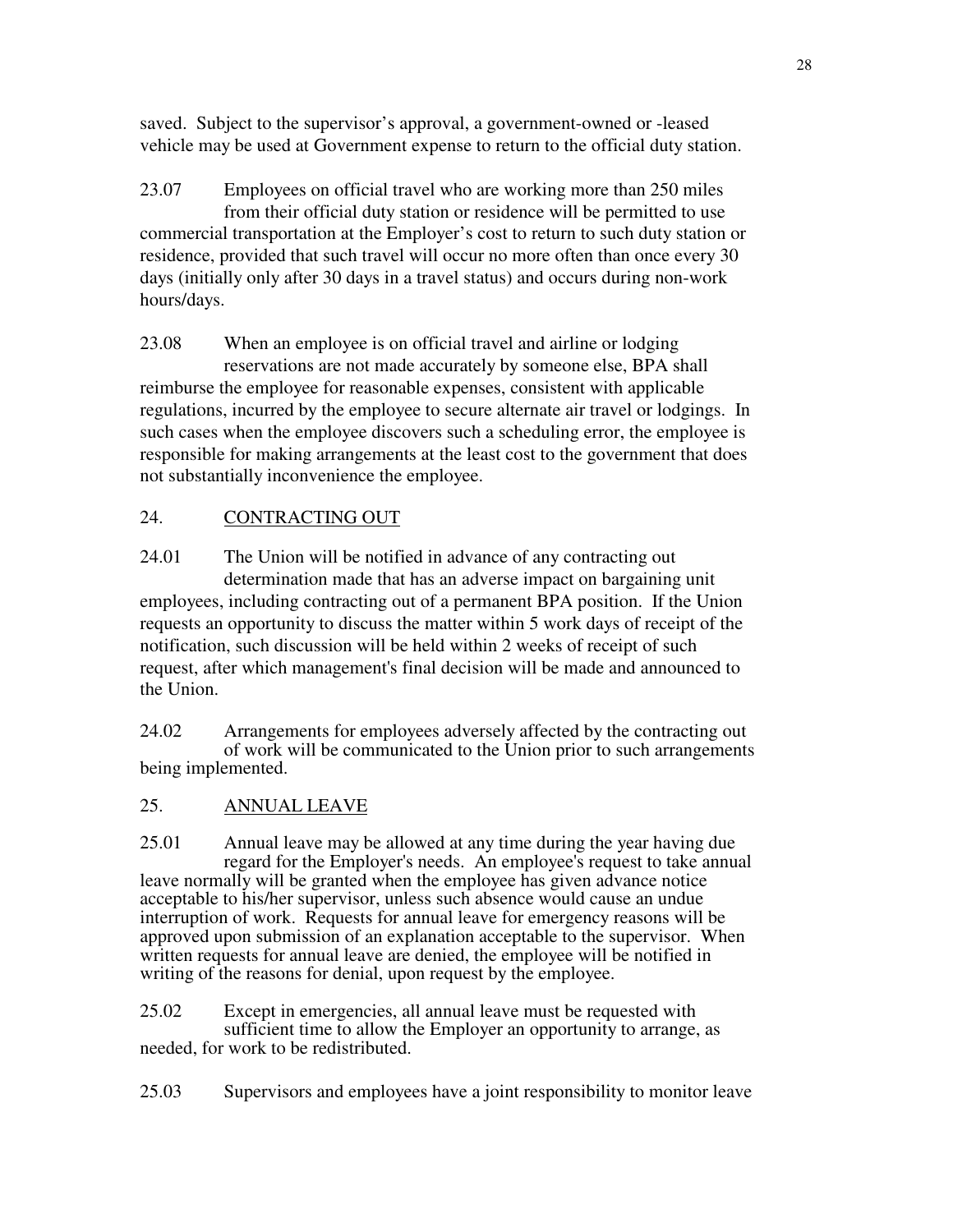saved. Subject to the supervisor's approval, a government-owned or -leased vehicle may be used at Government expense to return to the official duty station.

23.07 Employees on official travel who are working more than 250 miles from their official duty station or residence will be permitted to use commercial transportation at the Employer's cost to return to such duty station or residence, provided that such travel will occur no more often than once every 30 days (initially only after 30 days in a travel status) and occurs during non-work hours/days.

23.08 When an employee is on official travel and airline or lodging reservations are not made accurately by someone else, BPA shall reimburse the employee for reasonable expenses, consistent with applicable regulations, incurred by the employee to secure alternate air travel or lodgings. In such cases when the employee discovers such a scheduling error, the employee is responsible for making arrangements at the least cost to the government that does not substantially inconvenience the employee.

## 24. CONTRACTING OUT

24.01 The Union will be notified in advance of any contracting out determination made that has an adverse impact on bargaining unit employees, including contracting out of a permanent BPA position. If the Union requests an opportunity to discuss the matter within 5 work days of receipt of the notification, such discussion will be held within 2 weeks of receipt of such request, after which management's final decision will be made and announced to the Union.

24.02 Arrangements for employees adversely affected by the contracting out of work will be communicated to the Union prior to such arrangements being implemented.

## 25. ANNUAL LEAVE

25.01 Annual leave may be allowed at any time during the year having due regard for the Employer's needs. An employee's request to take annual leave normally will be granted when the employee has given advance notice acceptable to his/her supervisor, unless such absence would cause an undue interruption of work. Requests for annual leave for emergency reasons will be approved upon submission of an explanation acceptable to the supervisor. When written requests for annual leave are denied, the employee will be notified in writing of the reasons for denial, upon request by the employee.

25.02 Except in emergencies, all annual leave must be requested with sufficient time to allow the Employer an opportunity to arrange, as needed, for work to be redistributed.

25.03 Supervisors and employees have a joint responsibility to monitor leave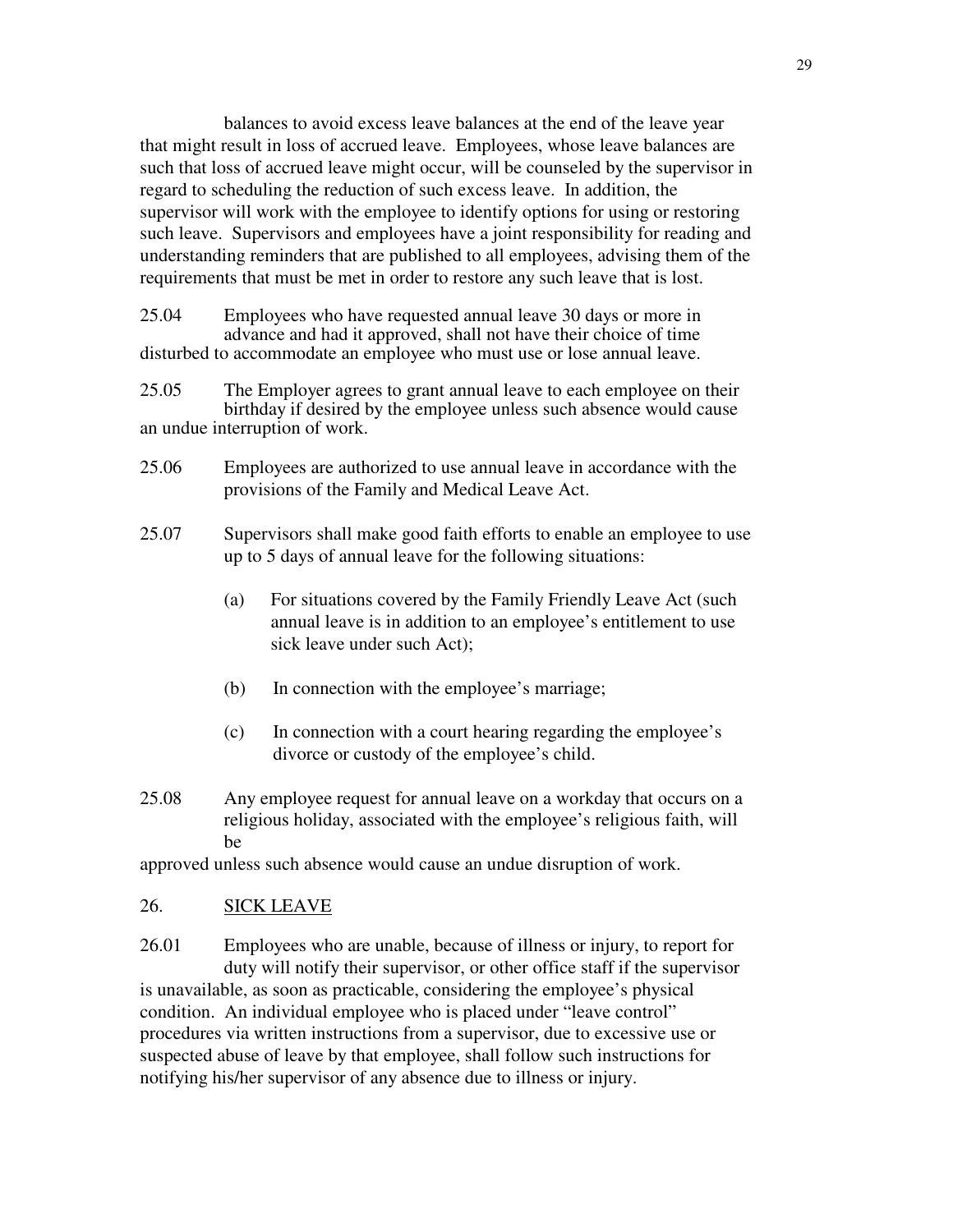balances to avoid excess leave balances at the end of the leave year that might result in loss of accrued leave. Employees, whose leave balances are such that loss of accrued leave might occur, will be counseled by the supervisor in regard to scheduling the reduction of such excess leave. In addition, the supervisor will work with the employee to identify options for using or restoring such leave. Supervisors and employees have a joint responsibility for reading and understanding reminders that are published to all employees, advising them of the requirements that must be met in order to restore any such leave that is lost.

25.04 Employees who have requested annual leave 30 days or more in advance and had it approved, shall not have their choice of time disturbed to accommodate an employee who must use or lose annual leave.

25.05 The Employer agrees to grant annual leave to each employee on their birthday if desired by the employee unless such absence would cause an undue interruption of work.

25.06 Employees are authorized to use annual leave in accordance with the provisions of the Family and Medical Leave Act.

25.07 Supervisors shall make good faith efforts to enable an employee to use up to 5 days of annual leave for the following situations:

(a) For situations covered by the Family Friendly Leave Act (such annual leave is in addition to an employee's entitlement to use sick leave under such Act);

(b) In connection with the employee's marriage;

(c) In connection with a court hearing regarding the employee's divorce or custody of the employee's child.

25.08 Any employee request for annual leave on a workday that occurs on a religious holiday, associated with the employee's religious faith, will be approved unless such absence would cause an undue disruption of work.

## 26. SICK LEAVE

26.01 Employees who are unable, because of illness or injury, to report for duty will notify their supervisor, or other office staff if the supervisor is unavailable, as soon as practicable, considering the employee's physical condition. An individual employee who is placed under "leave control" procedures via written instructions from a supervisor, due to excessive use or suspected abuse of leave by that employee, shall follow such instructions for notifying his/her supervisor of any absence due to illness or injury.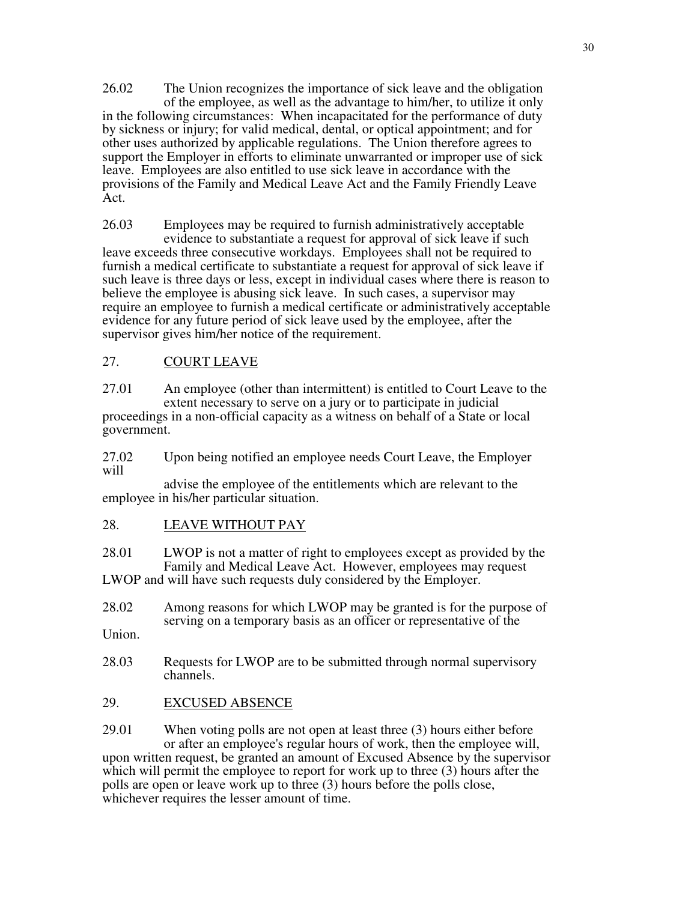26.02 The Union recognizes the importance of sick leave and the obligation of the employee, as well as the advantage to him/her, to utilize it only in the following circumstances: When incapacitated for the performance of duty by sickness or injury; for valid medical, dental, or optical appointment; and for other uses authorized by applicable regulations. The Union therefore agrees to support the Employer in efforts to eliminate unwarranted or improper use of sick leave. Employees are also entitled to use sick leave in accordance with the provisions of the Family and Medical Leave Act and the Family Friendly Leave Act.

26.03 Employees may be required to furnish administratively acceptable evidence to substantiate a request for approval of sick leave if such leave exceeds three consecutive workdays. Employees shall not be required to furnish a medical certificate to substantiate a request for approval of sick leave if such leave is three days or less, except in individual cases where there is reason to believe the employee is abusing sick leave. In such cases, a supervisor may require an employee to furnish a medical certificate or administratively acceptable evidence for any future period of sick leave used by the employee, after the supervisor gives him/her notice of the requirement.

## 27. COURT LEAVE

27.01 An employee (other than intermittent) is entitled to Court Leave to the extent necessary to serve on a jury or to participate in judicial proceedings in a non-official capacity as a witness on behalf of a State or local government.

27.02 Upon being notified an employee needs Court Leave, the Employer will advise the employee of the entitlements which are relevant to the employee in his/her particular situation.

## 28. LEAVE WITHOUT PAY

28.01 LWOP is not a matter of right to employees except as provided by the Family and Medical Leave Act. However, employees may request LWOP and will have such requests duly considered by the Employer.

28.02 Among reasons for which LWOP may be granted is for the purpose of serving on a temporary basis as an officer or representative of the Union.

28.03 Requests for LWOP are to be submitted through normal supervisory channels.

## 29. EXCUSED ABSENCE

29.01 When voting polls are not open at least three (3) hours either before or after an employee's regular hours of work, then the employee will, upon written request, be granted an amount of Excused Absence by the supervisor which will permit the employee to report for work up to three (3) hours after the polls are open or leave work up to three (3) hours before the polls close, whichever requires the lesser amount of time.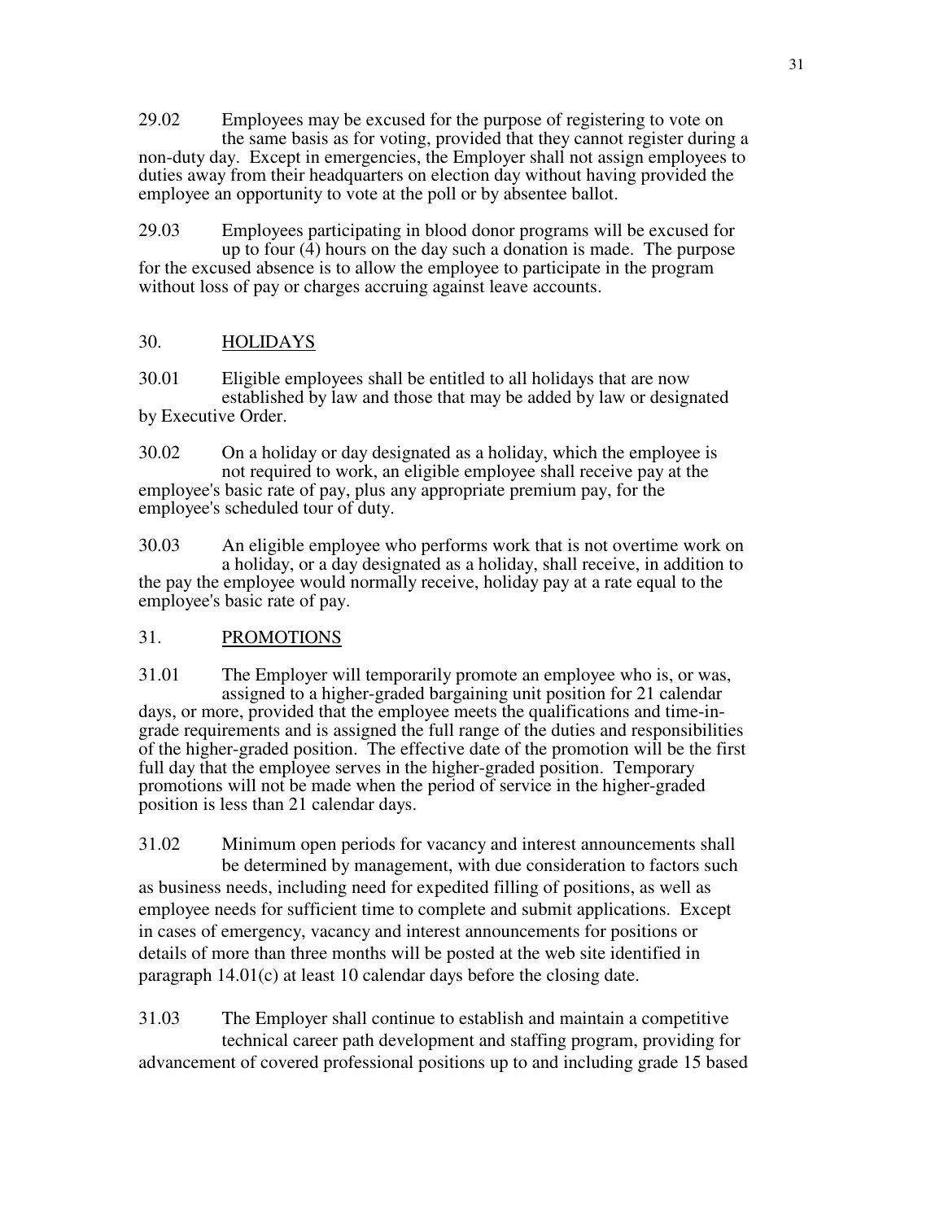29.02 Employees may be excused for the purpose of registering to vote on the same basis as for voting, provided that they cannot register during a non-duty day. Except in emergencies, the Employer shall not assign employees to duties away from their headquarters on election day without having provided the employee an opportunity to vote at the poll or by absentee ballot.

29.03 Employees participating in blood donor programs will be excused for up to four (4) hours on the day such a donation is made. The purpose for the excused absence is to allow the employee to participate in the program without loss of pay or charges accruing against leave accounts.

## 30. HOLIDAYS

30.01 Eligible employees shall be entitled to all holidays that are now established by law and those that may be added by law or designated by Executive Order.

30.02 On a holiday or day designated as a holiday, which the employee is not required to work, an eligible employee shall receive pay at the employee's basic rate of pay, plus any appropriate premium pay, for the employee's scheduled tour of duty.

30.03 An eligible employee who performs work that is not overtime work on a holiday, or a day designated as a holiday, shall receive, in addition to the pay the employee would normally receive, holiday pay at a rate equal to the employee's basic rate of pay.

## 31. PROMOTIONS

31.01 The Employer will temporarily promote an employee who is, or was, assigned to a higher-graded bargaining unit position for 21 calendar days, or more, provided that the employee meets the qualifications and time-in-grade requirements and is assigned the full range of the duties and responsibilities of the higher-graded position. The effective date of the promotion will be the first full day that the employee serves in the higher-graded position. Temporary promotions will not be made when the period of service in the higher-graded position is less than 21 calendar days.

31.02 Minimum open periods for vacancy and interest announcements shall be determined by management, with due consideration to factors such as business needs, including need for expedited filling of positions, as well as employee needs for sufficient time to complete and submit applications. Except in cases of emergency, vacancy and interest announcements for positions or details of more than three months will be posted at the web site identified in paragraph 14.01(c) at least 10 calendar days before the closing date.

31.03 The Employer shall continue to establish and maintain a competitive technical career path development and staffing program, providing for advancement of covered professional positions up to and including grade 15 based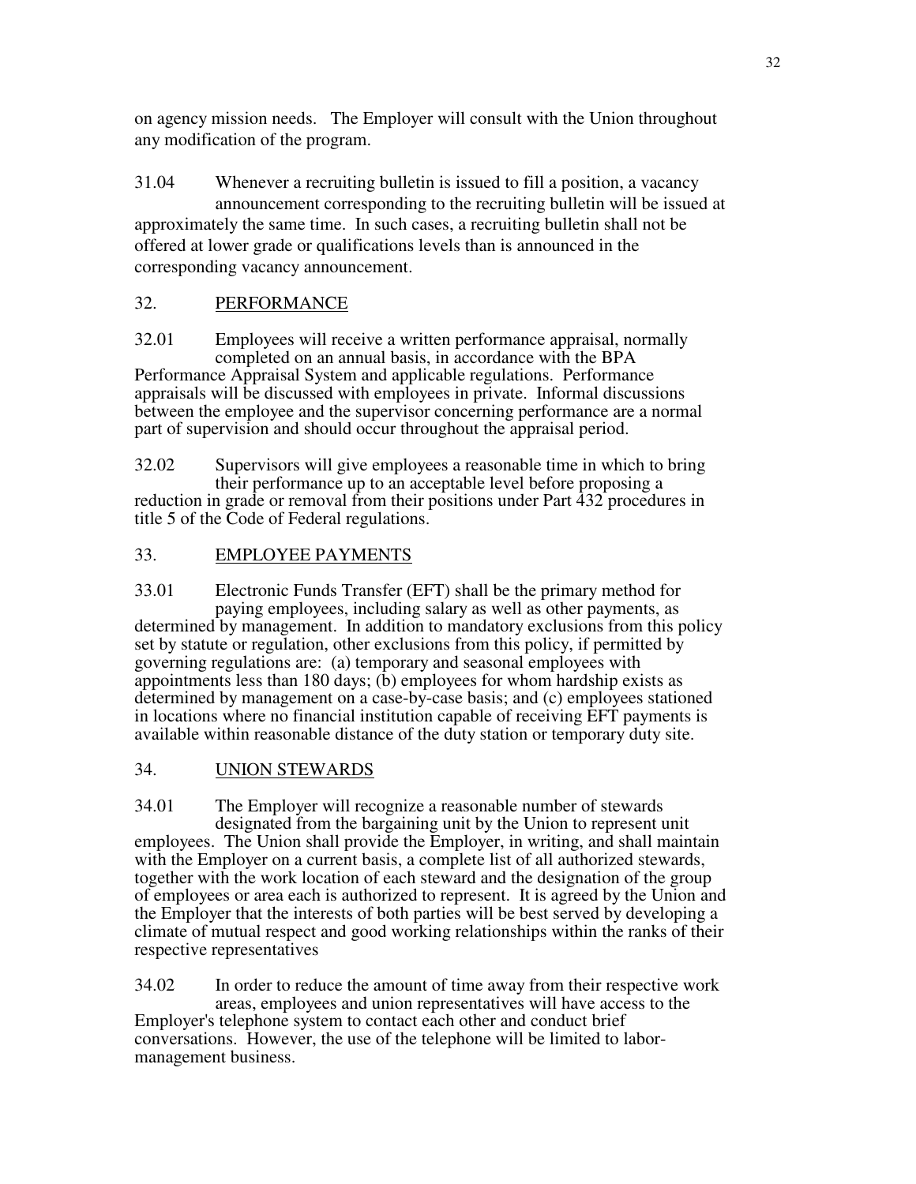on agency mission needs. The Employer will consult with the Union throughout any modification of the program.

31.04 Whenever a recruiting bulletin is issued to fill a position, a vacancy announcement corresponding to the recruiting bulletin will be issued at approximately the same time. In such cases, a recruiting bulletin shall not be offered at lower grade or qualifications levels than is announced in the corresponding vacancy announcement.

## 32. PERFORMANCE

32.01 Employees will receive a written performance appraisal, normally completed on an annual basis, in accordance with the BPA Performance Appraisal System and applicable regulations. Performance appraisals will be discussed with employees in private. Informal discussions between the employee and the supervisor concerning performance are a normal part of supervision and should occur throughout the appraisal period.

32.02 Supervisors will give employees a reasonable time in which to bring their performance up to an acceptable level before proposing a reduction in grade or removal from their positions under Part 432 procedures in title 5 of the Code of Federal regulations.

## 33. EMPLOYEE PAYMENTS

33.01 Electronic Funds Transfer (EFT) shall be the primary method for paying employees, including salary as well as other payments, as determined by management. In addition to mandatory exclusions from this policy set by statute or regulation, other exclusions from this policy, if permitted by governing regulations are: (a) temporary and seasonal employees with appointments less than 180 days; (b) employees for whom hardship exists as determined by management on a case-by-case basis; and (c) employees stationed in locations where no financial institution capable of receiving EFT payments is available within reasonable distance of the duty station or temporary duty site.

## 34. UNION STEWARDS

34.01 The Employer will recognize a reasonable number of stewards designated from the bargaining unit by the Union to represent unit employees. The Union shall provide the Employer, in writing, and shall maintain with the Employer on a current basis, a complete list of all authorized stewards, together with the work location of each steward and the designation of the group of employees or area each is authorized to represent. It is agreed by the Union and the Employer that the interests of both parties will be best served by developing a climate of mutual respect and good working relationships within the ranks of their respective representatives

34.02 In order to reduce the amount of time away from their respective work areas, employees and union representatives will have access to the Employer's telephone system to contact each other and conduct brief conversations. However, the use of the telephone will be limited to labor-management business.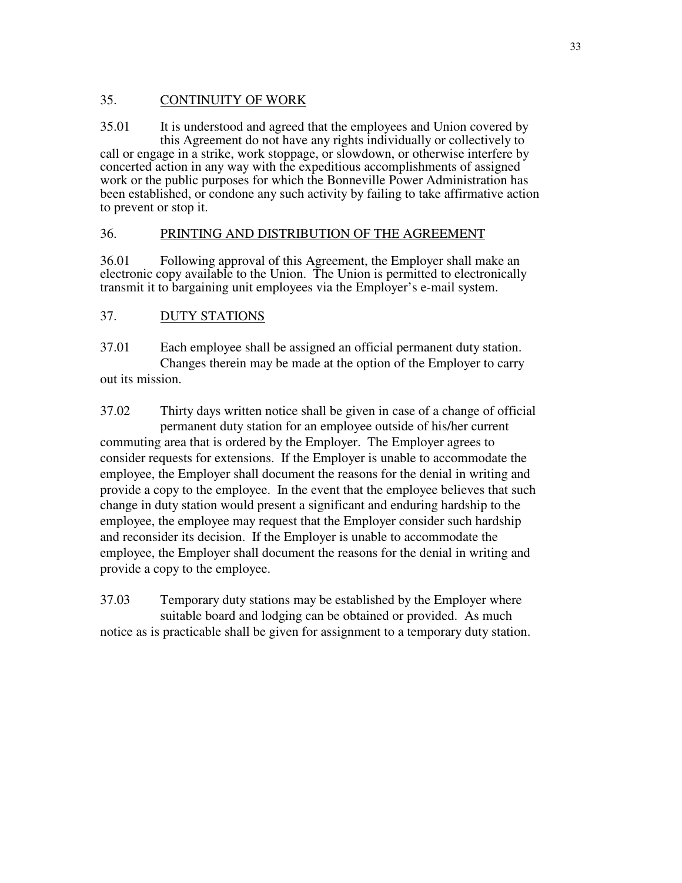## 35. CONTINUITY OF WORK

35.01 It is understood and agreed that the employees and Union covered by this Agreement do not have any rights individually or collectively to call or engage in a strike, work stoppage, or slowdown, or otherwise interfere by concerted action in any way with the expeditious accomplishments of assigned work or the public purposes for which the Bonneville Power Administration has been established, or condone any such activity by failing to take affirmative action to prevent or stop it.

## 36. PRINTING AND DISTRIBUTION OF THE AGREEMENT

36.01 Following approval of this Agreement, the Employer shall make an electronic copy available to the Union. The Union is permitted to electronically transmit it to bargaining unit employees via the Employer's e-mail system.

## 37. DUTY STATIONS

37.01 Each employee shall be assigned an official permanent duty station. Changes therein may be made at the option of the Employer to carry out its mission.

37.02 Thirty days written notice shall be given in case of a change of official permanent duty station for an employee outside of his/her current commuting area that is ordered by the Employer. The Employer agrees to consider requests for extensions. If the Employer is unable to accommodate the employee, the Employer shall document the reasons for the denial in writing and provide a copy to the employee. In the event that the employee believes that such change in duty station would present a significant and enduring hardship to the employee, the employee may request that the Employer consider such hardship and reconsider its decision. If the Employer is unable to accommodate the employee, the Employer shall document the reasons for the denial in writing and provide a copy to the employee.

37.03 Temporary duty stations may be established by the Employer where suitable board and lodging can be obtained or provided. As much notice as is practicable shall be given for assignment to a temporary duty station.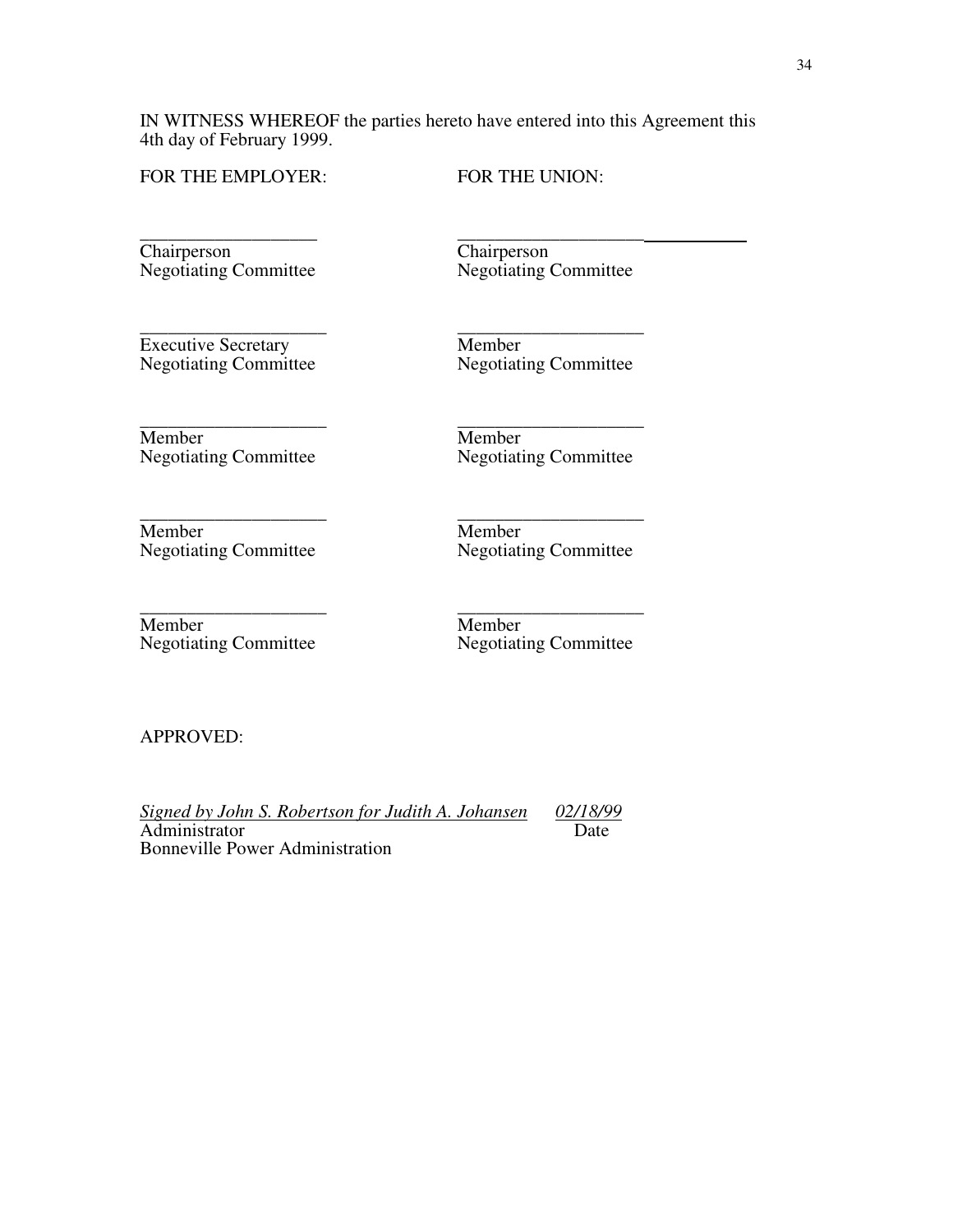IN WITNESS WHEREOF the parties hereto have entered into this Agreement this 4th day of February 1999.

| FOR THE EMPLOYER: | FOR THE UNION: |
|---|---|
| ___________________ Chairperson Negotiating Committee | ___________________ Chairperson Negotiating Committee |
| ___________________ Executive Secretary Negotiating Committee | ___________________ Member Negotiating Committee |
| ___________________ Member Negotiating Committee | ___________________ Member Negotiating Committee |
| ___________________ Member Negotiating Committee | ___________________ Member Negotiating Committee |
| ___________________ Member Negotiating Committee | ___________________ Member Negotiating Committee |

APPROVED:

*Signed by John S. Robertson for Judith A. Johansen* *02/18/99*
Administrator Date
Bonneville Power Administration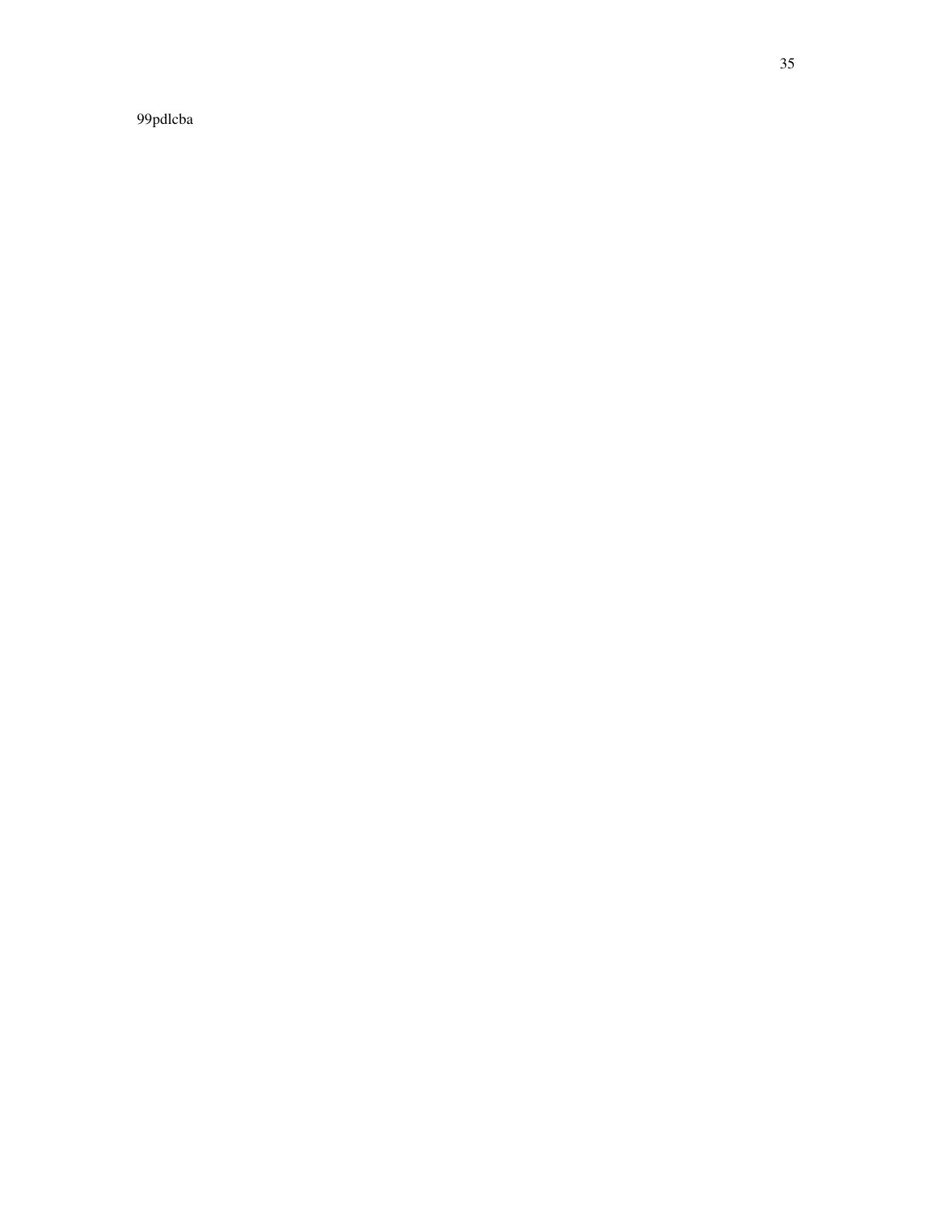99pdlcba